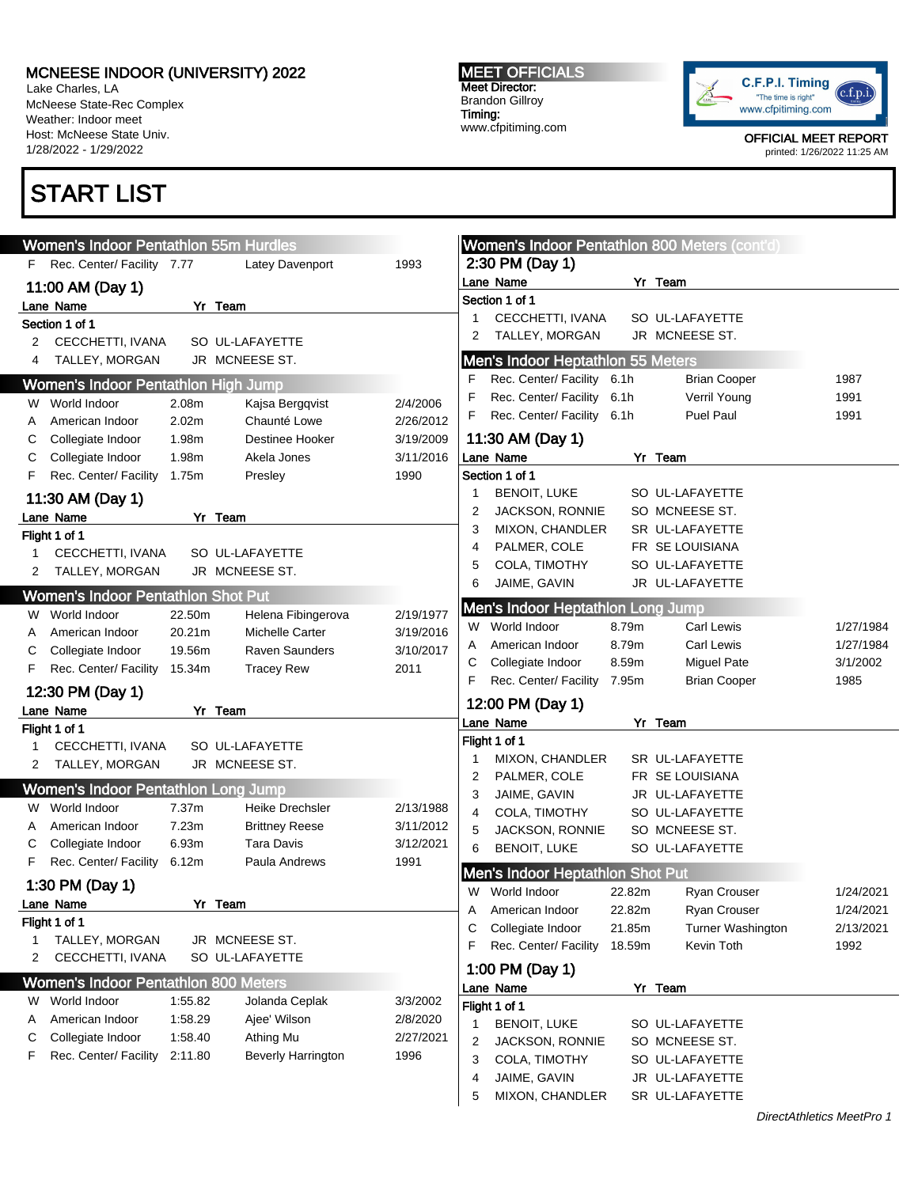# MCNEESE INDOOR (UNIVERSITY) 2022

Lake Charles, LA
McNeese State-Rec Complex
Weather: Indoor meet
Host: McNeese State Univ.
1/28/2022 - 1/29/2022

**MEET OFFICIALS**
Meet Director:
Brandon Gillroy
Timing:
www.cfpitiming.com

C.F.P.I. Timing "The time is right" www.cfpitiming.com

OFFICIAL MEET REPORT
printed: 1/26/2022 11:25 AM

# START LIST

## Women's Indoor Pentathlon 55m Hurdles

| | | | | |
|---|---|---|---|---|
| F | Rec. Center/ Facility | 7.77 | Latey Davenport | 1993 |

### 11:00 AM (Day 1)

**Section 1 of 1**

| Lane | Name | Yr | Team |
|---|---|---|---|
| 2 | CECCHETTI, IVANA | SO | UL-LAFAYETTE |
| 4 | TALLEY, MORGAN | JR | MCNEESE ST. |

## Women's Indoor Pentathlon High Jump

| | | | | |
|---|---|---|---|---|
| W | World Indoor | 2.08m | Kajsa Bergqvist | 2/4/2006 |
| A | American Indoor | 2.02m | Chaunté Lowe | 2/26/2012 |
| C | Collegiate Indoor | 1.98m | Destinee Hooker | 3/19/2009 |
| C | Collegiate Indoor | 1.98m | Akela Jones | 3/11/2016 |
| F | Rec. Center/ Facility | 1.75m | Presley | 1990 |

### 11:30 AM (Day 1)

**Flight 1 of 1**

| Lane | Name | Yr | Team |
|---|---|---|---|
| 1 | CECCHETTI, IVANA | SO | UL-LAFAYETTE |
| 2 | TALLEY, MORGAN | JR | MCNEESE ST. |

## Women's Indoor Pentathlon Shot Put

| | | | | |
|---|---|---|---|---|
| W | World Indoor | 22.50m | Helena Fibingerova | 2/19/1977 |
| A | American Indoor | 20.21m | Michelle Carter | 3/19/2016 |
| C | Collegiate Indoor | 19.56m | Raven Saunders | 3/10/2017 |
| F | Rec. Center/ Facility | 15.34m | Tracey Rew | 2011 |

### 12:30 PM (Day 1)

**Flight 1 of 1**

| Lane | Name | Yr | Team |
|---|---|---|---|
| 1 | CECCHETTI, IVANA | SO | UL-LAFAYETTE |
| 2 | TALLEY, MORGAN | JR | MCNEESE ST. |

## Women's Indoor Pentathlon Long Jump

| | | | | |
|---|---|---|---|---|
| W | World Indoor | 7.37m | Heike Drechsler | 2/13/1988 |
| A | American Indoor | 7.23m | Brittney Reese | 3/11/2012 |
| C | Collegiate Indoor | 6.93m | Tara Davis | 3/12/2021 |
| F | Rec. Center/ Facility | 6.12m | Paula Andrews | 1991 |

### 1:30 PM (Day 1)

**Flight 1 of 1**

| Lane | Name | Yr | Team |
|---|---|---|---|
| 1 | TALLEY, MORGAN | JR | MCNEESE ST. |
| 2 | CECCHETTI, IVANA | SO | UL-LAFAYETTE |

## Women's Indoor Pentathlon 800 Meters

| | | | | |
|---|---|---|---|---|
| W | World Indoor | 1:55.82 | Jolanda Ceplak | 3/3/2002 |
| A | American Indoor | 1:58.29 | Ajee' Wilson | 2/8/2020 |
| C | Collegiate Indoor | 1:58.40 | Athing Mu | 2/27/2021 |
| F | Rec. Center/ Facility | 2:11.80 | Beverly Harrington | 1996 |

## Women's Indoor Pentathlon 800 Meters (cont'd)

### 2:30 PM (Day 1)

**Section 1 of 1**

| Lane | Name | Yr | Team |
|---|---|---|---|
| 1 | CECCHETTI, IVANA | SO | UL-LAFAYETTE |
| 2 | TALLEY, MORGAN | JR | MCNEESE ST. |

## Men's Indoor Heptathlon 55 Meters

| | | | | |
|---|---|---|---|---|
| F | Rec. Center/ Facility | 6.1h | Brian Cooper | 1987 |
| F | Rec. Center/ Facility | 6.1h | Verril Young | 1991 |
| F | Rec. Center/ Facility | 6.1h | Puel Paul | 1991 |

### 11:30 AM (Day 1)

**Section 1 of 1**

| Lane | Name | Yr | Team |
|---|---|---|---|
| 1 | BENOIT, LUKE | SO | UL-LAFAYETTE |
| 2 | JACKSON, RONNIE | SO | MCNEESE ST. |
| 3 | MIXON, CHANDLER | SR | UL-LAFAYETTE |
| 4 | PALMER, COLE | FR | SE LOUISIANA |
| 5 | COLA, TIMOTHY | SO | UL-LAFAYETTE |
| 6 | JAIME, GAVIN | JR | UL-LAFAYETTE |

## Men's Indoor Heptathlon Long Jump

| | | | | |
|---|---|---|---|---|
| W | World Indoor | 8.79m | Carl Lewis | 1/27/1984 |
| A | American Indoor | 8.79m | Carl Lewis | 1/27/1984 |
| C | Collegiate Indoor | 8.59m | Miguel Pate | 3/1/2002 |
| F | Rec. Center/ Facility | 7.95m | Brian Cooper | 1985 |

### 12:00 PM (Day 1)

**Flight 1 of 1**

| Lane | Name | Yr | Team |
|---|---|---|---|
| 1 | MIXON, CHANDLER | SR | UL-LAFAYETTE |
| 2 | PALMER, COLE | FR | SE LOUISIANA |
| 3 | JAIME, GAVIN | JR | UL-LAFAYETTE |
| 4 | COLA, TIMOTHY | SO | UL-LAFAYETTE |
| 5 | JACKSON, RONNIE | SO | MCNEESE ST. |
| 6 | BENOIT, LUKE | SO | UL-LAFAYETTE |

## Men's Indoor Heptathlon Shot Put

| | | | | |
|---|---|---|---|---|
| W | World Indoor | 22.82m | Ryan Crouser | 1/24/2021 |
| A | American Indoor | 22.82m | Ryan Crouser | 1/24/2021 |
| C | Collegiate Indoor | 21.85m | Turner Washington | 2/13/2021 |
| F | Rec. Center/ Facility | 18.59m | Kevin Toth | 1992 |

### 1:00 PM (Day 1)

**Flight 1 of 1**

| Lane | Name | Yr | Team |
|---|---|---|---|
| 1 | BENOIT, LUKE | SO | UL-LAFAYETTE |
| 2 | JACKSON, RONNIE | SO | MCNEESE ST. |
| 3 | COLA, TIMOTHY | SO | UL-LAFAYETTE |
| 4 | JAIME, GAVIN | JR | UL-LAFAYETTE |
| 5 | MIXON, CHANDLER | SR | UL-LAFAYETTE |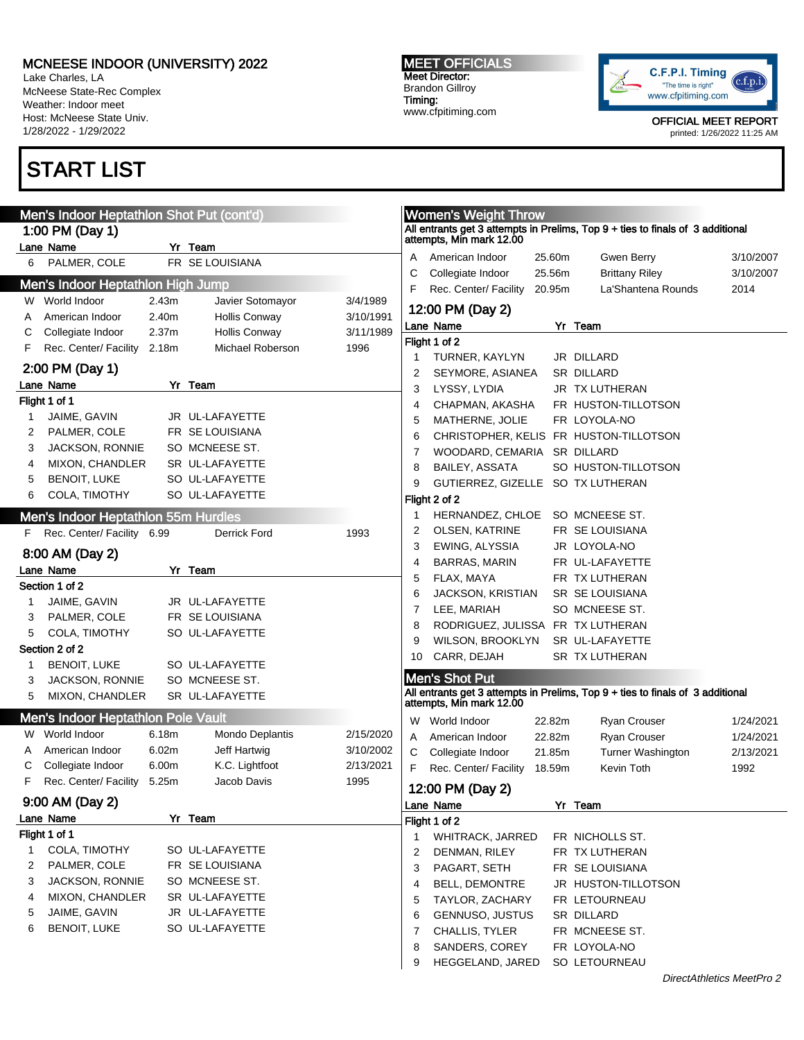# MCNEESE INDOOR (UNIVERSITY) 2022

Lake Charles, LA
McNeese State-Rec Complex
Weather: Indoor meet
Host: McNeese State Univ.
1/28/2022 - 1/29/2022

**MEET OFFICIALS**
Meet Director:
Brandon Gillroy
Timing:
www.cfpitiming.com

OFFICIAL MEET REPORT
printed: 1/26/2022 11:25 AM

# START LIST

## Men's Indoor Heptathlon Shot Put (cont'd)

### 1:00 PM (Day 1)

| Lane | Name | Yr | Team |
|---|---|---|---|
| 6 | PALMER, COLE | FR | SE LOUISIANA |

## Men's Indoor Heptathlon High Jump

| | | | | |
|---|---|---|---|---|
| W | World Indoor | 2.43m | Javier Sotomayor | 3/4/1989 |
| A | American Indoor | 2.40m | Hollis Conway | 3/10/1991 |
| C | Collegiate Indoor | 2.37m | Hollis Conway | 3/11/1989 |
| F | Rec. Center/ Facility | 2.18m | Michael Roberson | 1996 |

### 2:00 PM (Day 1)

**Flight 1 of 1**

| Lane | Name | Yr | Team |
|---|---|---|---|
| 1 | JAIME, GAVIN | JR | UL-LAFAYETTE |
| 2 | PALMER, COLE | FR | SE LOUISIANA |
| 3 | JACKSON, RONNIE | SO | MCNEESE ST. |
| 4 | MIXON, CHANDLER | SR | UL-LAFAYETTE |
| 5 | BENOIT, LUKE | SO | UL-LAFAYETTE |
| 6 | COLA, TIMOTHY | SO | UL-LAFAYETTE |

## Men's Indoor Heptathlon 55m Hurdles

| | | | | |
|---|---|---|---|---|
| F | Rec. Center/ Facility | 6.99 | Derrick Ford | 1993 |

### 8:00 AM (Day 2)

**Section 1 of 2**

| Lane | Name | Yr | Team |
|---|---|---|---|
| 1 | JAIME, GAVIN | JR | UL-LAFAYETTE |
| 3 | PALMER, COLE | FR | SE LOUISIANA |
| 5 | COLA, TIMOTHY | SO | UL-LAFAYETTE |

**Section 2 of 2**

| Lane | Name | Yr | Team |
|---|---|---|---|
| 1 | BENOIT, LUKE | SO | UL-LAFAYETTE |
| 3 | JACKSON, RONNIE | SO | MCNEESE ST. |
| 5 | MIXON, CHANDLER | SR | UL-LAFAYETTE |

## Men's Indoor Heptathlon Pole Vault

| | | | | |
|---|---|---|---|---|
| W | World Indoor | 6.18m | Mondo Deplantis | 2/15/2020 |
| A | American Indoor | 6.02m | Jeff Hartwig | 3/10/2002 |
| C | Collegiate Indoor | 6.00m | K.C. Lightfoot | 2/13/2021 |
| F | Rec. Center/ Facility | 5.25m | Jacob Davis | 1995 |

### 9:00 AM (Day 2)

**Flight 1 of 1**

| Lane | Name | Yr | Team |
|---|---|---|---|
| 1 | COLA, TIMOTHY | SO | UL-LAFAYETTE |
| 2 | PALMER, COLE | FR | SE LOUISIANA |
| 3 | JACKSON, RONNIE | SO | MCNEESE ST. |
| 4 | MIXON, CHANDLER | SR | UL-LAFAYETTE |
| 5 | JAIME, GAVIN | JR | UL-LAFAYETTE |
| 6 | BENOIT, LUKE | SO | UL-LAFAYETTE |

## Women's Weight Throw

All entrants get 3 attempts in Prelims, Top 9 + ties to finals of 3 additional attempts, Min mark 12.00

| | | | | |
|---|---|---|---|---|
| A | American Indoor | 25.60m | Gwen Berry | 3/10/2007 |
| C | Collegiate Indoor | 25.56m | Brittany Riley | 3/10/2007 |
| F | Rec. Center/ Facility | 20.95m | La'Shantena Rounds | 2014 |

### 12:00 PM (Day 2)

**Flight 1 of 2**

| Lane | Name | Yr | Team |
|---|---|---|---|
| 1 | TURNER, KAYLYN | JR | DILLARD |
| 2 | SEYMORE, ASIANEA | SR | DILLARD |
| 3 | LYSSY, LYDIA | JR | TX LUTHERAN |
| 4 | CHAPMAN, AKASHA | FR | HUSTON-TILLOTSON |
| 5 | MATHERNE, JOLIE | FR | LOYOLA-NO |
| 6 | CHRISTOPHER, KELIS | FR | HUSTON-TILLOTSON |
| 7 | WOODARD, CEMARIA | SR | DILLARD |
| 8 | BAILEY, ASSATA | SO | HUSTON-TILLOTSON |
| 9 | GUTIERREZ, GIZELLE | SO | TX LUTHERAN |

**Flight 2 of 2**

| Lane | Name | Yr | Team |
|---|---|---|---|
| 1 | HERNANDEZ, CHLOE | SO | MCNEESE ST. |
| 2 | OLSEN, KATRINE | FR | SE LOUISIANA |
| 3 | EWING, ALYSSIA | JR | LOYOLA-NO |
| 4 | BARRAS, MARIN | FR | UL-LAFAYETTE |
| 5 | FLAX, MAYA | FR | TX LUTHERAN |
| 6 | JACKSON, KRISTIAN | SR | SE LOUISIANA |
| 7 | LEE, MARIAH | SO | MCNEESE ST. |
| 8 | RODRIGUEZ, JULISSA | FR | TX LUTHERAN |
| 9 | WILSON, BROOKLYN | SR | UL-LAFAYETTE |
| 10 | CARR, DEJAH | SR | TX LUTHERAN |

## Men's Shot Put

All entrants get 3 attempts in Prelims, Top 9 + ties to finals of 3 additional attempts, Min mark 12.00

| | | | | |
|---|---|---|---|---|
| W | World Indoor | 22.82m | Ryan Crouser | 1/24/2021 |
| A | American Indoor | 22.82m | Ryan Crouser | 1/24/2021 |
| C | Collegiate Indoor | 21.85m | Turner Washington | 2/13/2021 |
| F | Rec. Center/ Facility | 18.59m | Kevin Toth | 1992 |

### 12:00 PM (Day 2)

**Flight 1 of 2**

| Lane | Name | Yr | Team |
|---|---|---|---|
| 1 | WHITRACK, JARRED | FR | NICHOLLS ST. |
| 2 | DENMAN, RILEY | FR | TX LUTHERAN |
| 3 | PAGART, SETH | FR | SE LOUISIANA |
| 4 | BELL, DEMONTRE | JR | HUSTON-TILLOTSON |
| 5 | TAYLOR, ZACHARY | FR | LETOURNEAU |
| 6 | GENNUSO, JUSTUS | SR | DILLARD |
| 7 | CHALLIS, TYLER | FR | MCNEESE ST. |
| 8 | SANDERS, COREY | FR | LOYOLA-NO |
| 9 | HEGGELAND, JARED | SO | LETOURNEAU |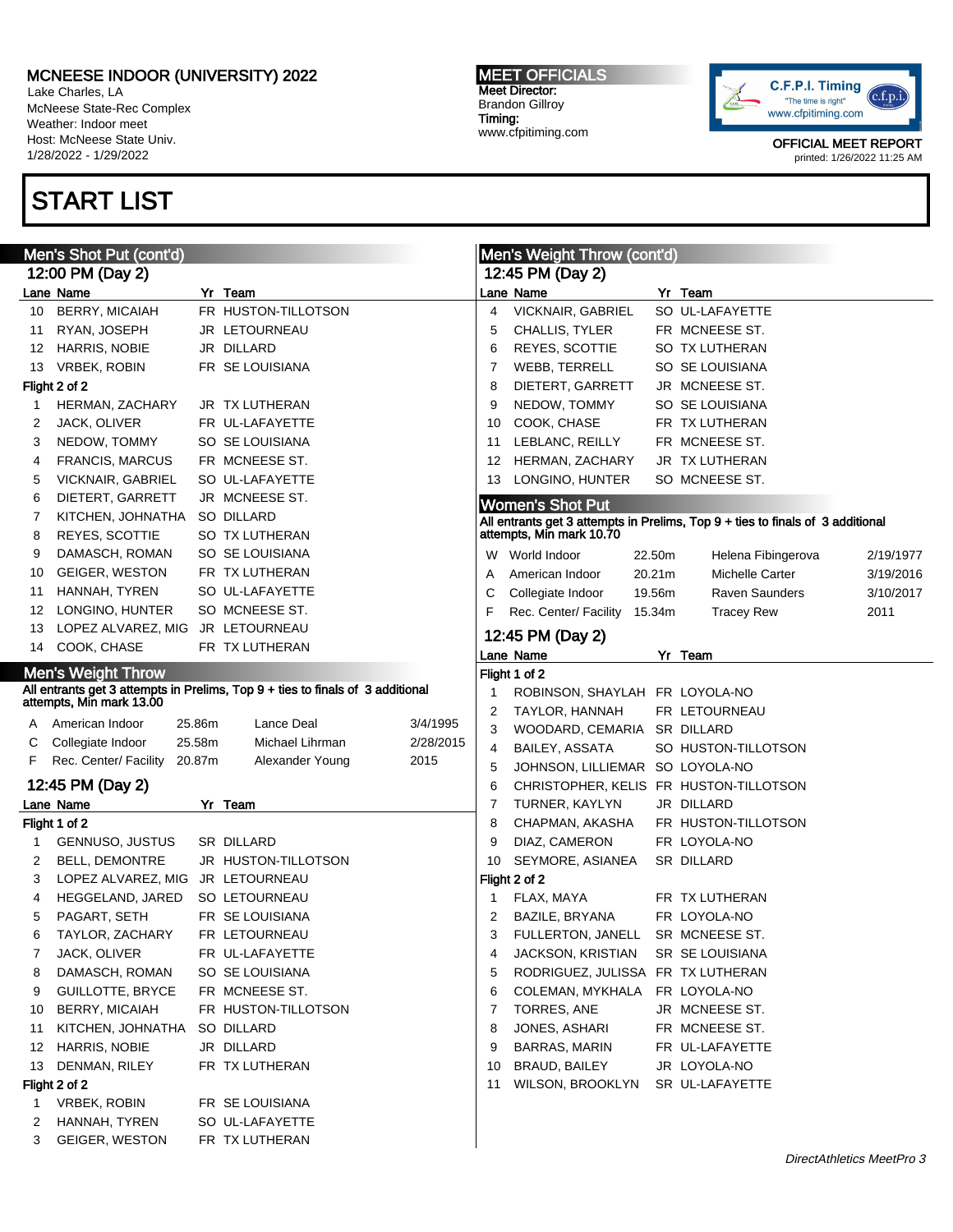# START LIST

## Men's Shot Put (cont'd)

### 12:00 PM (Day 2)

| Lane | Name | Yr | Team |
|---|---|---|---|
| 10 | BERRY, MICAIAH | FR | HUSTON-TILLOTSON |
| 11 | RYAN, JOSEPH | JR | LETOURNEAU |
| 12 | HARRIS, NOBIE | JR | DILLARD |
| 13 | VRBEK, ROBIN | FR | SE LOUISIANA |

**Flight 2 of 2**

| Lane | Name | Yr | Team |
|---|---|---|---|
| 1 | HERMAN, ZACHARY | JR | TX LUTHERAN |
| 2 | JACK, OLIVER | FR | UL-LAFAYETTE |
| 3 | NEDOW, TOMMY | SO | SE LOUISIANA |
| 4 | FRANCIS, MARCUS | FR | MCNEESE ST. |
| 5 | VICKNAIR, GABRIEL | SO | UL-LAFAYETTE |
| 6 | DIETERT, GARRETT | JR | MCNEESE ST. |
| 7 | KITCHEN, JOHNATHA | SO | DILLARD |
| 8 | REYES, SCOTTIE | SO | TX LUTHERAN |
| 9 | DAMASCH, ROMAN | SO | SE LOUISIANA |
| 10 | GEIGER, WESTON | FR | TX LUTHERAN |
| 11 | HANNAH, TYREN | SO | UL-LAFAYETTE |
| 12 | LONGINO, HUNTER | SO | MCNEESE ST. |
| 13 | LOPEZ ALVAREZ, MIG | JR | LETOURNEAU |
| 14 | COOK, CHASE | FR | TX LUTHERAN |

## Men's Weight Throw

**All entrants get 3 attempts in Prelims, Top 9 + ties to finals of 3 additional attempts, Min mark 13.00**

| | Record | Mark | Name | Date |
|---|---|---|---|---|
| A | American Indoor | 25.86m | Lance Deal | 3/4/1995 |
| C | Collegiate Indoor | 25.58m | Michael Lihrman | 2/28/2015 |
| F | Rec. Center/ Facility | 20.87m | Alexander Young | 2015 |

### 12:45 PM (Day 2)

**Flight 1 of 2**

| Lane | Name | Yr | Team |
|---|---|---|---|
| 1 | GENNUSO, JUSTUS | SR | DILLARD |
| 2 | BELL, DEMONTRE | JR | HUSTON-TILLOTSON |
| 3 | LOPEZ ALVAREZ, MIG | JR | LETOURNEAU |
| 4 | HEGGELAND, JARED | SO | LETOURNEAU |
| 5 | PAGART, SETH | FR | SE LOUISIANA |
| 6 | TAYLOR, ZACHARY | FR | LETOURNEAU |
| 7 | JACK, OLIVER | FR | UL-LAFAYETTE |
| 8 | DAMASCH, ROMAN | SO | SE LOUISIANA |
| 9 | GUILLOTTE, BRYCE | FR | MCNEESE ST. |
| 10 | BERRY, MICAIAH | FR | HUSTON-TILLOTSON |
| 11 | KITCHEN, JOHNATHA | SO | DILLARD |
| 12 | HARRIS, NOBIE | JR | DILLARD |
| 13 | DENMAN, RILEY | FR | TX LUTHERAN |

**Flight 2 of 2**

| Lane | Name | Yr | Team |
|---|---|---|---|
| 1 | VRBEK, ROBIN | FR | SE LOUISIANA |
| 2 | HANNAH, TYREN | SO | UL-LAFAYETTE |
| 3 | GEIGER, WESTON | FR | TX LUTHERAN |

## Men's Weight Throw (cont'd)

### 12:45 PM (Day 2)

| Lane | Name | Yr | Team |
|---|---|---|---|
| 4 | VICKNAIR, GABRIEL | SO | UL-LAFAYETTE |
| 5 | CHALLIS, TYLER | FR | MCNEESE ST. |
| 6 | REYES, SCOTTIE | SO | TX LUTHERAN |
| 7 | WEBB, TERRELL | SO | SE LOUISIANA |
| 8 | DIETERT, GARRETT | JR | MCNEESE ST. |
| 9 | NEDOW, TOMMY | SO | SE LOUISIANA |
| 10 | COOK, CHASE | FR | TX LUTHERAN |
| 11 | LEBLANC, REILLY | FR | MCNEESE ST. |
| 12 | HERMAN, ZACHARY | JR | TX LUTHERAN |
| 13 | LONGINO, HUNTER | SO | MCNEESE ST. |

## Women's Shot Put

**All entrants get 3 attempts in Prelims, Top 9 + ties to finals of 3 additional attempts, Min mark 10.70**

| | Record | Mark | Name | Date |
|---|---|---|---|---|
| W | World Indoor | 22.50m | Helena Fibingerova | 2/19/1977 |
| A | American Indoor | 20.21m | Michelle Carter | 3/19/2016 |
| C | Collegiate Indoor | 19.56m | Raven Saunders | 3/10/2017 |
| F | Rec. Center/ Facility | 15.34m | Tracey Rew | 2011 |

### 12:45 PM (Day 2)

**Flight 1 of 2**

| Lane | Name | Yr | Team |
|---|---|---|---|
| 1 | ROBINSON, SHAYLAH | FR | LOYOLA-NO |
| 2 | TAYLOR, HANNAH | FR | LETOURNEAU |
| 3 | WOODARD, CEMARIA | SR | DILLARD |
| 4 | BAILEY, ASSATA | SO | HUSTON-TILLOTSON |
| 5 | JOHNSON, LILLIEMAR | SO | LOYOLA-NO |
| 6 | CHRISTOPHER, KELIS | FR | HUSTON-TILLOTSON |
| 7 | TURNER, KAYLYN | JR | DILLARD |
| 8 | CHAPMAN, AKASHA | FR | HUSTON-TILLOTSON |
| 9 | DIAZ, CAMERON | FR | LOYOLA-NO |
| 10 | SEYMORE, ASIANEA | SR | DILLARD |

**Flight 2 of 2**

| Lane | Name | Yr | Team |
|---|---|---|---|
| 1 | FLAX, MAYA | FR | TX LUTHERAN |
| 2 | BAZILE, BRYANA | FR | LOYOLA-NO |
| 3 | FULLERTON, JANELL | SR | MCNEESE ST. |
| 4 | JACKSON, KRISTIAN | SR | SE LOUISIANA |
| 5 | RODRIGUEZ, JULISSA | FR | TX LUTHERAN |
| 6 | COLEMAN, MYKHALA | FR | LOYOLA-NO |
| 7 | TORRES, ANE | JR | MCNEESE ST. |
| 8 | JONES, ASHARI | FR | MCNEESE ST. |
| 9 | BARRAS, MARIN | FR | UL-LAFAYETTE |
| 10 | BRAUD, BAILEY | JR | LOYOLA-NO |
| 11 | WILSON, BROOKLYN | SR | UL-LAFAYETTE |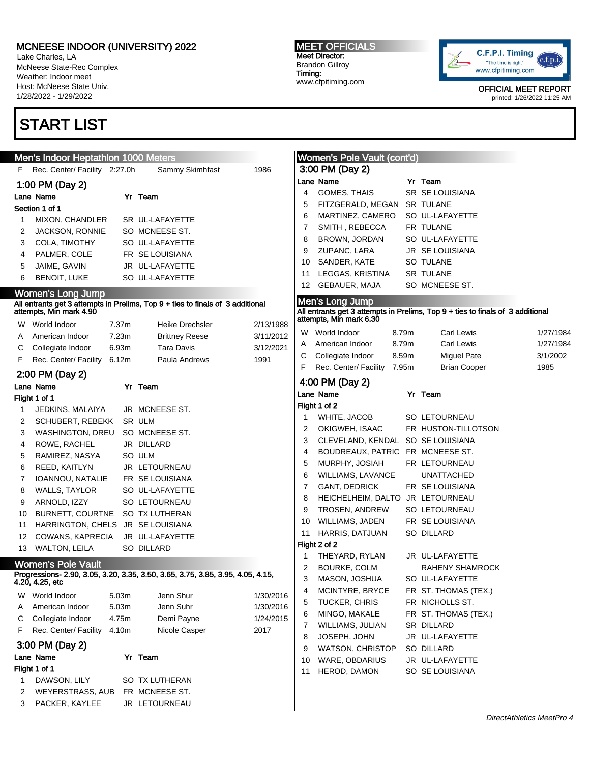# MCNEESE INDOOR (UNIVERSITY) 2022

Lake Charles, LA
McNeese State-Rec Complex
Weather: Indoor meet
Host: McNeese State Univ.
1/28/2022 - 1/29/2022

**MEET OFFICIALS**
Meet Director:
Brandon Gillroy
Timing:
www.cfpitiming.com

OFFICIAL MEET REPORT
printed: 1/26/2022 11:25 AM

# START LIST

## Men's Indoor Heptathlon 1000 Meters

| | | | | |
|---|---|---|---|---|
| F | Rec. Center/ Facility | 2:27.0h | Sammy Skimfhast | 1986 |

### 1:00 PM (Day 2)

Section 1 of 1

| Lane | Name | Yr | Team |
|---|---|---|---|
| 1 | MIXON, CHANDLER | SR | UL-LAFAYETTE |
| 2 | JACKSON, RONNIE | SO | MCNEESE ST. |
| 3 | COLA, TIMOTHY | SO | UL-LAFAYETTE |
| 4 | PALMER, COLE | FR | SE LOUISIANA |
| 5 | JAIME, GAVIN | JR | UL-LAFAYETTE |
| 6 | BENOIT, LUKE | SO | UL-LAFAYETTE |

## Women's Long Jump

All entrants get 3 attempts in Prelims, Top 9 + ties to finals of 3 additional attempts, Min mark 4.90

| | | | | |
|---|---|---|---|---|
| W | World Indoor | 7.37m | Heike Drechsler | 2/13/1988 |
| A | American Indoor | 7.23m | Brittney Reese | 3/11/2012 |
| C | Collegiate Indoor | 6.93m | Tara Davis | 3/12/2021 |
| F | Rec. Center/ Facility | 6.12m | Paula Andrews | 1991 |

### 2:00 PM (Day 2)

Flight 1 of 1

| Lane | Name | Yr | Team |
|---|---|---|---|
| 1 | JEDKINS, MALAIYA | JR | MCNEESE ST. |
| 2 | SCHUBERT, REBEKK | SR | ULM |
| 3 | WASHINGTON, DREU | SO | MCNEESE ST. |
| 4 | ROWE, RACHEL | JR | DILLARD |
| 5 | RAMIREZ, NASYA | SO | ULM |
| 6 | REED, KAITLYN | JR | LETOURNEAU |
| 7 | IOANNOU, NATALIE | FR | SE LOUISIANA |
| 8 | WALLS, TAYLOR | SO | UL-LAFAYETTE |
| 9 | ARNOLD, IZZY | SO | LETOURNEAU |
| 10 | BURNETT, COURTNE | SO | TX LUTHERAN |
| 11 | HARRINGTON, CHELS | JR | SE LOUISIANA |
| 12 | COWANS, KAPRECIA | JR | UL-LAFAYETTE |
| 13 | WALTON, LEILA | SO | DILLARD |

## Women's Pole Vault

Progressions- 2.90, 3.05, 3.20, 3.35, 3.50, 3.65, 3.75, 3.85, 3.95, 4.05, 4.15, 4.20, 4.25, etc

| | | | | |
|---|---|---|---|---|
| W | World Indoor | 5.03m | Jenn Shur | 1/30/2016 |
| A | American Indoor | 5.03m | Jenn Suhr | 1/30/2016 |
| C | Collegiate Indoor | 4.75m | Demi Payne | 1/24/2015 |
| F | Rec. Center/ Facility | 4.10m | Nicole Casper | 2017 |

### 3:00 PM (Day 2)

Flight 1 of 1

| Lane | Name | Yr | Team |
|---|---|---|---|
| 1 | DAWSON, LILY | SO | TX LUTHERAN |
| 2 | WEYERSTRASS, AUB | FR | MCNEESE ST. |
| 3 | PACKER, KAYLEE | JR | LETOURNEAU |
| 4 | GOMES, THAIS | SR | SE LOUISIANA |
| 5 | FITZGERALD, MEGAN | SR | TULANE |
| 6 | MARTINEZ, CAMERO | SO | UL-LAFAYETTE |
| 7 | SMITH , REBECCA | FR | TULANE |
| 8 | BROWN, JORDAN | SO | UL-LAFAYETTE |
| 9 | ZUPANC, LARA | JR | SE LOUISIANA |
| 10 | SANDER, KATE | SO | TULANE |
| 11 | LEGGAS, KRISTINA | SR | TULANE |
| 12 | GEBAUER, MAJA | SO | MCNEESE ST. |

## Men's Long Jump

All entrants get 3 attempts in Prelims, Top 9 + ties to finals of 3 additional attempts, Min mark 6.30

| | | | | |
|---|---|---|---|---|
| W | World Indoor | 8.79m | Carl Lewis | 1/27/1984 |
| A | American Indoor | 8.79m | Carl Lewis | 1/27/1984 |
| C | Collegiate Indoor | 8.59m | Miguel Pate | 3/1/2002 |
| F | Rec. Center/ Facility | 7.95m | Brian Cooper | 1985 |

### 4:00 PM (Day 2)

Flight 1 of 2

| Lane | Name | Yr | Team |
|---|---|---|---|
| 1 | WHITE, JACOB | SO | LETOURNEAU |
| 2 | OKIGWEH, ISAAC | FR | HUSTON-TILLOTSON |
| 3 | CLEVELAND, KENDAL | SO | SE LOUISIANA |
| 4 | BOUDREAUX, PATRIC | FR | MCNEESE ST. |
| 5 | MURPHY, JOSIAH | FR | LETOURNEAU |
| 6 | WILLIAMS, LAVANCE | | UNATTACHED |
| 7 | GANT, DEDRICK | FR | SE LOUISIANA |
| 8 | HEICHELHEIM, DALTO | JR | LETOURNEAU |
| 9 | TROSEN, ANDREW | SO | LETOURNEAU |
| 10 | WILLIAMS, JADEN | FR | SE LOUISIANA |
| 11 | HARRIS, DATJUAN | SO | DILLARD |

Flight 2 of 2

| Lane | Name | Yr | Team |
|---|---|---|---|
| 1 | THEYARD, RYLAN | JR | UL-LAFAYETTE |
| 2 | BOURKE, COLM | | RAHENY SHAMROCK |
| 3 | MASON, JOSHUA | SO | UL-LAFAYETTE |
| 4 | MCINTYRE, BRYCE | FR | ST. THOMAS (TEX.) |
| 5 | TUCKER, CHRIS | FR | NICHOLLS ST. |
| 6 | MINGO, MAKALE | FR | ST. THOMAS (TEX.) |
| 7 | WILLIAMS, JULIAN | SR | DILLARD |
| 8 | JOSEPH, JOHN | JR | UL-LAFAYETTE |
| 9 | WATSON, CHRISTOP | SO | DILLARD |
| 10 | WARE, OBDARIUS | JR | UL-LAFAYETTE |
| 11 | HEROD, DAMON | SO | SE LOUISIANA |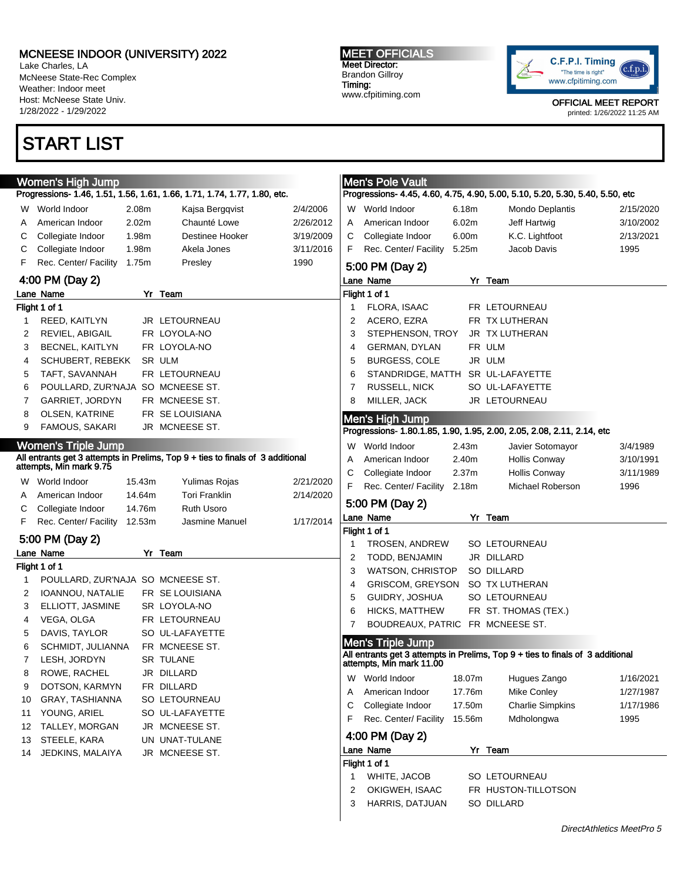# MCNEESE INDOOR (UNIVERSITY) 2022

Lake Charles, LA
McNeese State-Rec Complex
Weather: Indoor meet
Host: McNeese State Univ.
1/28/2022 - 1/29/2022

**MEET OFFICIALS**
Meet Director:
Brandon Gillroy
Timing:
www.cfpitiming.com

OFFICIAL MEET REPORT
printed: 1/26/2022 11:25 AM

# START LIST

## Women's High Jump

Progressions- 1.46, 1.51, 1.56, 1.61, 1.66, 1.71, 1.74, 1.77, 1.80, etc.

| | | | | |
|---|---|---|---|---|
| W | World Indoor | 2.08m | Kajsa Bergqvist | 2/4/2006 |
| A | American Indoor | 2.02m | Chaunté Lowe | 2/26/2012 |
| C | Collegiate Indoor | 1.98m | Destinee Hooker | 3/19/2009 |
| C | Collegiate Indoor | 1.98m | Akela Jones | 3/11/2016 |
| F | Rec. Center/ Facility | 1.75m | Presley | 1990 |

### 4:00 PM (Day 2)

Flight 1 of 1

| Lane | Name | Yr | Team |
|---|---|---|---|
| 1 | REED, KAITLYN | JR | LETOURNEAU |
| 2 | REVIEL, ABIGAIL | FR | LOYOLA-NO |
| 3 | BECNEL, KAITLYN | FR | LOYOLA-NO |
| 4 | SCHUBERT, REBEKK | SR | ULM |
| 5 | TAFT, SAVANNAH | FR | LETOURNEAU |
| 6 | POULLARD, ZUR'NAJA | SO | MCNEESE ST. |
| 7 | GARRIET, JORDYN | FR | MCNEESE ST. |
| 8 | OLSEN, KATRINE | FR | SE LOUISIANA |
| 9 | FAMOUS, SAKARI | JR | MCNEESE ST. |

## Women's Triple Jump

All entrants get 3 attempts in Prelims, Top 9 + ties to finals of 3 additional attempts, Min mark 9.75

| | | | | |
|---|---|---|---|---|
| W | World Indoor | 15.43m | Yulimas Rojas | 2/21/2020 |
| A | American Indoor | 14.64m | Tori Franklin | 2/14/2020 |
| C | Collegiate Indoor | 14.76m | Ruth Usoro | |
| F | Rec. Center/ Facility | 12.53m | Jasmine Manuel | 1/17/2014 |

### 5:00 PM (Day 2)

Flight 1 of 1

| Lane | Name | Yr | Team |
|---|---|---|---|
| 1 | POULLARD, ZUR'NAJA | SO | MCNEESE ST. |
| 2 | IOANNOU, NATALIE | FR | SE LOUISIANA |
| 3 | ELLIOTT, JASMINE | SR | LOYOLA-NO |
| 4 | VEGA, OLGA | FR | LETOURNEAU |
| 5 | DAVIS, TAYLOR | SO | UL-LAFAYETTE |
| 6 | SCHMIDT, JULIANNA | FR | MCNEESE ST. |
| 7 | LESH, JORDYN | SR | TULANE |
| 8 | ROWE, RACHEL | JR | DILLARD |
| 9 | DOTSON, KARMYN | FR | DILLARD |
| 10 | GRAY, TASHIANNA | SO | LETOURNEAU |
| 11 | YOUNG, ARIEL | SO | UL-LAFAYETTE |
| 12 | TALLEY, MORGAN | JR | MCNEESE ST. |
| 13 | STEELE, KARA | UN | UNAT-TULANE |
| 14 | JEDKINS, MALAIYA | JR | MCNEESE ST. |

## Men's Pole Vault

Progressions- 4.45, 4.60, 4.75, 4.90, 5.00, 5.10, 5.20, 5.30, 5.40, 5.50, etc

| | | | | |
|---|---|---|---|---|
| W | World Indoor | 6.18m | Mondo Deplantis | 2/15/2020 |
| A | American Indoor | 6.02m | Jeff Hartwig | 3/10/2002 |
| C | Collegiate Indoor | 6.00m | K.C. Lightfoot | 2/13/2021 |
| F | Rec. Center/ Facility | 5.25m | Jacob Davis | 1995 |

### 5:00 PM (Day 2)

Flight 1 of 1

| Lane | Name | Yr | Team |
|---|---|---|---|
| 1 | FLORA, ISAAC | FR | LETOURNEAU |
| 2 | ACERO, EZRA | FR | TX LUTHERAN |
| 3 | STEPHENSON, TROY | JR | TX LUTHERAN |
| 4 | GERMAN, DYLAN | FR | ULM |
| 5 | BURGESS, COLE | JR | ULM |
| 6 | STANDRIDGE, MATTH | SR | UL-LAFAYETTE |
| 7 | RUSSELL, NICK | SO | UL-LAFAYETTE |
| 8 | MILLER, JACK | JR | LETOURNEAU |

## Men's High Jump

Progressions- 1.80.1.85, 1.90, 1.95, 2.00, 2.05, 2.08, 2.11, 2.14, etc

| | | | | |
|---|---|---|---|---|
| W | World Indoor | 2.43m | Javier Sotomayor | 3/4/1989 |
| A | American Indoor | 2.40m | Hollis Conway | 3/10/1991 |
| C | Collegiate Indoor | 2.37m | Hollis Conway | 3/11/1989 |
| F | Rec. Center/ Facility | 2.18m | Michael Roberson | 1996 |

### 5:00 PM (Day 2)

Flight 1 of 1

| Lane | Name | Yr | Team |
|---|---|---|---|
| 1 | TROSEN, ANDREW | SO | LETOURNEAU |
| 2 | TODD, BENJAMIN | JR | DILLARD |
| 3 | WATSON, CHRISTOP | SO | DILLARD |
| 4 | GRISCOM, GREYSON | SO | TX LUTHERAN |
| 5 | GUIDRY, JOSHUA | SO | LETOURNEAU |
| 6 | HICKS, MATTHEW | FR | ST. THOMAS (TEX.) |
| 7 | BOUDREAUX, PATRIC | FR | MCNEESE ST. |

## Men's Triple Jump

All entrants get 3 attempts in Prelims, Top 9 + ties to finals of 3 additional attempts, Min mark 11.00

| | | | | |
|---|---|---|---|---|
| W | World Indoor | 18.07m | Hugues Zango | 1/16/2021 |
| A | American Indoor | 17.76m | Mike Conley | 1/27/1987 |
| C | Collegiate Indoor | 17.50m | Charlie Simpkins | 1/17/1986 |
| F | Rec. Center/ Facility | 15.56m | Mdholongwa | 1995 |

### 4:00 PM (Day 2)

Flight 1 of 1

| Lane | Name | Yr | Team |
|---|---|---|---|
| 1 | WHITE, JACOB | SO | LETOURNEAU |
| 2 | OKIGWEH, ISAAC | FR | HUSTON-TILLOTSON |
| 3 | HARRIS, DATJUAN | SO | DILLARD |

*DirectAthletics MeetPro 5*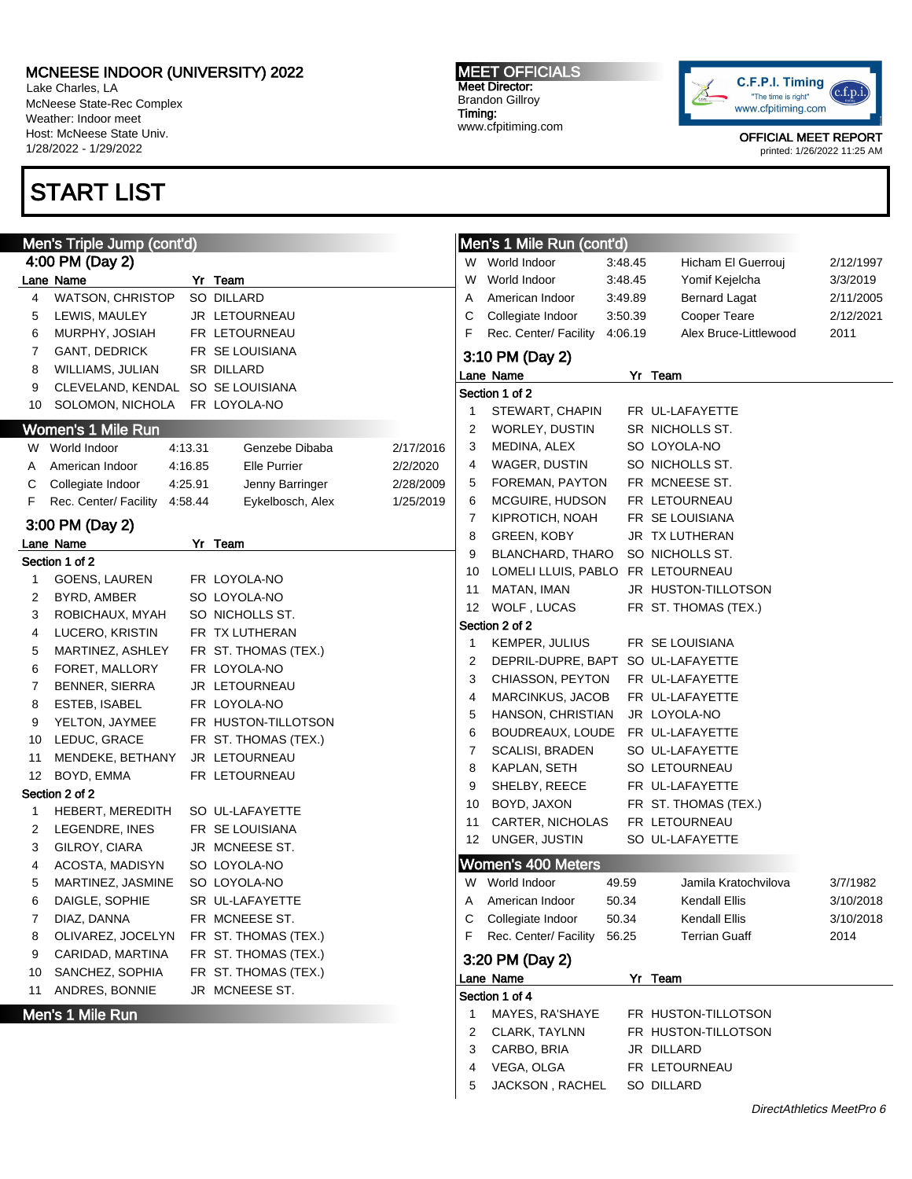# MCNEESE INDOOR (UNIVERSITY) 2022

Lake Charles, LA
McNeese State-Rec Complex
Weather: Indoor meet
Host: McNeese State Univ.
1/28/2022 - 1/29/2022

**MEET OFFICIALS**
Meet Director:
Brandon Gillroy
Timing:
www.cfpitiming.com

OFFICIAL MEET REPORT
printed: 1/26/2022 11:25 AM

# START LIST

## Men's Triple Jump (cont'd)

### 4:00 PM (Day 2)

| Lane | Name | Yr | Team |
|---|---|---|---|
| 4 | WATSON, CHRISTOP | SO | DILLARD |
| 5 | LEWIS, MAULEY | JR | LETOURNEAU |
| 6 | MURPHY, JOSIAH | FR | LETOURNEAU |
| 7 | GANT, DEDRICK | FR | SE LOUISIANA |
| 8 | WILLIAMS, JULIAN | SR | DILLARD |
| 9 | CLEVELAND, KENDAL | SO | SE LOUISIANA |
| 10 | SOLOMON, NICHOLA | FR | LOYOLA-NO |

## Women's 1 Mile Run

| | Record | Mark | Holder | Date |
|---|---|---|---|---|
| W | World Indoor | 4:13.31 | Genzebe Dibaba | 2/17/2016 |
| A | American Indoor | 4:16.85 | Elle Purrier | 2/2/2020 |
| C | Collegiate Indoor | 4:25.91 | Jenny Barringer | 2/28/2009 |
| F | Rec. Center/ Facility | 4:58.44 | Eykelbosch, Alex | 1/25/2019 |

### 3:00 PM (Day 2)

**Section 1 of 2**

| Lane | Name | Yr | Team |
|---|---|---|---|
| 1 | GOENS, LAUREN | FR | LOYOLA-NO |
| 2 | BYRD, AMBER | SO | LOYOLA-NO |
| 3 | ROBICHAUX, MYAH | SO | NICHOLLS ST. |
| 4 | LUCERO, KRISTIN | FR | TX LUTHERAN |
| 5 | MARTINEZ, ASHLEY | FR | ST. THOMAS (TEX.) |
| 6 | FORET, MALLORY | FR | LOYOLA-NO |
| 7 | BENNER, SIERRA | JR | LETOURNEAU |
| 8 | ESTEB, ISABEL | FR | LOYOLA-NO |
| 9 | YELTON, JAYMEE | FR | HUSTON-TILLOTSON |
| 10 | LEDUC, GRACE | FR | ST. THOMAS (TEX.) |
| 11 | MENDEKE, BETHANY | JR | LETOURNEAU |
| 12 | BOYD, EMMA | FR | LETOURNEAU |

**Section 2 of 2**

| Lane | Name | Yr | Team |
|---|---|---|---|
| 1 | HEBERT, MEREDITH | SO | UL-LAFAYETTE |
| 2 | LEGENDRE, INES | FR | SE LOUISIANA |
| 3 | GILROY, CIARA | JR | MCNEESE ST. |
| 4 | ACOSTA, MADISYN | SO | LOYOLA-NO |
| 5 | MARTINEZ, JASMINE | SO | LOYOLA-NO |
| 6 | DAIGLE, SOPHIE | SR | UL-LAFAYETTE |
| 7 | DIAZ, DANNA | FR | MCNEESE ST. |
| 8 | OLIVAREZ, JOCELYN | FR | ST. THOMAS (TEX.) |
| 9 | CARIDAD, MARTINA | FR | ST. THOMAS (TEX.) |
| 10 | SANCHEZ, SOPHIA | FR | ST. THOMAS (TEX.) |
| 11 | ANDRES, BONNIE | JR | MCNEESE ST. |

## Men's 1 Mile Run

## Men's 1 Mile Run (cont'd)

| | Record | Mark | Holder | Date |
|---|---|---|---|---|
| W | World Indoor | 3:48.45 | Hicham El Guerrouj | 2/12/1997 |
| W | World Indoor | 3:48.45 | Yomif Kejelcha | 3/3/2019 |
| A | American Indoor | 3:49.89 | Bernard Lagat | 2/11/2005 |
| C | Collegiate Indoor | 3:50.39 | Cooper Teare | 2/12/2021 |
| F | Rec. Center/ Facility | 4:06.19 | Alex Bruce-Littlewood | 2011 |

### 3:10 PM (Day 2)

**Section 1 of 2**

| Lane | Name | Yr | Team |
|---|---|---|---|
| 1 | STEWART, CHAPIN | FR | UL-LAFAYETTE |
| 2 | WORLEY, DUSTIN | SR | NICHOLLS ST. |
| 3 | MEDINA, ALEX | SO | LOYOLA-NO |
| 4 | WAGER, DUSTIN | SO | NICHOLLS ST. |
| 5 | FOREMAN, PAYTON | FR | MCNEESE ST. |
| 6 | MCGUIRE, HUDSON | FR | LETOURNEAU |
| 7 | KIPROTICH, NOAH | FR | SE LOUISIANA |
| 8 | GREEN, KOBY | JR | TX LUTHERAN |
| 9 | BLANCHARD, THARO | SO | NICHOLLS ST. |
| 10 | LOMELI LLUIS, PABLO | FR | LETOURNEAU |
| 11 | MATAN, IMAN | JR | HUSTON-TILLOTSON |
| 12 | WOLF , LUCAS | FR | ST. THOMAS (TEX.) |

**Section 2 of 2**

| Lane | Name | Yr | Team |
|---|---|---|---|
| 1 | KEMPER, JULIUS | FR | SE LOUISIANA |
| 2 | DEPRIL-DUPRE, BAPT | SO | UL-LAFAYETTE |
| 3 | CHIASSON, PEYTON | FR | UL-LAFAYETTE |
| 4 | MARCINKUS, JACOB | FR | UL-LAFAYETTE |
| 5 | HANSON, CHRISTIAN | JR | LOYOLA-NO |
| 6 | BOUDREAUX, LOUDE | FR | UL-LAFAYETTE |
| 7 | SCALISI, BRADEN | SO | UL-LAFAYETTE |
| 8 | KAPLAN, SETH | SO | LETOURNEAU |
| 9 | SHELBY, REECE | FR | UL-LAFAYETTE |
| 10 | BOYD, JAXON | FR | ST. THOMAS (TEX.) |
| 11 | CARTER, NICHOLAS | FR | LETOURNEAU |
| 12 | UNGER, JUSTIN | SO | UL-LAFAYETTE |

## Women's 400 Meters

| | Record | Mark | Holder | Date |
|---|---|---|---|---|
| W | World Indoor | 49.59 | Jamila Kratochvilova | 3/7/1982 |
| A | American Indoor | 50.34 | Kendall Ellis | 3/10/2018 |
| C | Collegiate Indoor | 50.34 | Kendall Ellis | 3/10/2018 |
| F | Rec. Center/ Facility | 56.25 | Terrian Guaff | 2014 |

### 3:20 PM (Day 2)

**Section 1 of 4**

| Lane | Name | Yr | Team |
|---|---|---|---|
| 1 | MAYES, RA'SHAYE | FR | HUSTON-TILLOTSON |
| 2 | CLARK, TAYLNN | FR | HUSTON-TILLOTSON |
| 3 | CARBO, BRIA | JR | DILLARD |
| 4 | VEGA, OLGA | FR | LETOURNEAU |
| 5 | JACKSON , RACHEL | SO | DILLARD |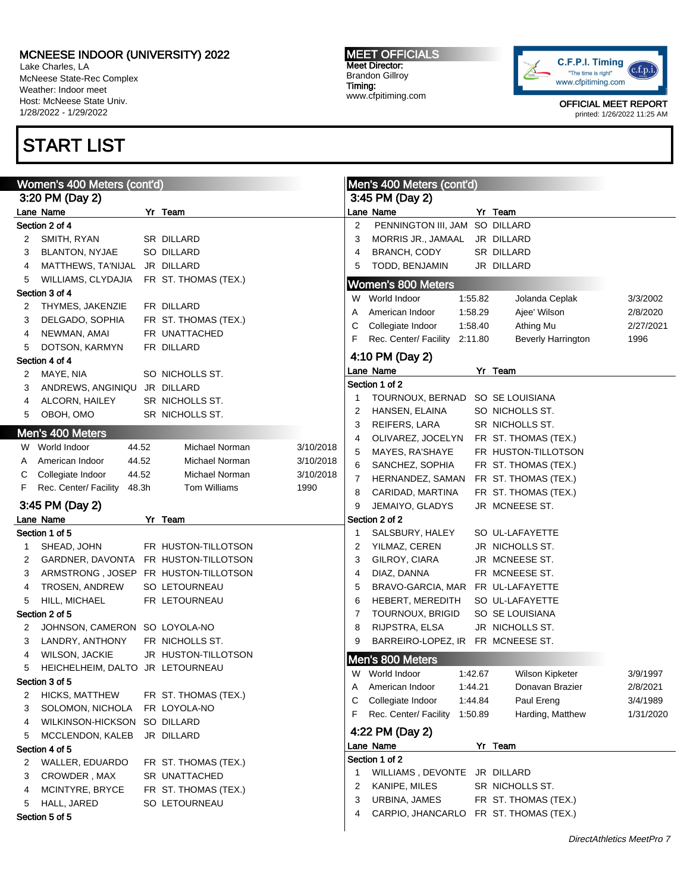# START LIST

## Women's 400 Meters (cont'd)

### 3:20 PM (Day 2)

**Section 2 of 4**

| Lane | Name | Yr | Team |
|---|---|---|---|
| 2 | SMITH, RYAN | SR | DILLARD |
| 3 | BLANTON, NYJAE | SO | DILLARD |
| 4 | MATTHEWS, TA'NIJAL | JR | DILLARD |
| 5 | WILLIAMS, CLYDAJIA | FR | ST. THOMAS (TEX.) |

**Section 3 of 4**

| Lane | Name | Yr | Team |
|---|---|---|---|
| 2 | THYMES, JAKENZIE | FR | DILLARD |
| 3 | DELGADO, SOPHIA | FR | ST. THOMAS (TEX.) |
| 4 | NEWMAN, AMAI | FR | UNATTACHED |
| 5 | DOTSON, KARMYN | FR | DILLARD |

**Section 4 of 4**

| Lane | Name | Yr | Team |
|---|---|---|---|
| 2 | MAYE, NIA | SO | NICHOLLS ST. |
| 3 | ANDREWS, ANGINIQU | JR | DILLARD |
| 4 | ALCORN, HAILEY | SR | NICHOLLS ST. |
| 5 | OBOH, OMO | SR | NICHOLLS ST. |

## Men's 400 Meters

| | Record | Mark | Holder | Date |
|---|---|---|---|---|
| W | World Indoor | 44.52 | Michael Norman | 3/10/2018 |
| A | American Indoor | 44.52 | Michael Norman | 3/10/2018 |
| C | Collegiate Indoor | 44.52 | Michael Norman | 3/10/2018 |
| F | Rec. Center/ Facility | 48.3h | Tom Williams | 1990 |

### 3:45 PM (Day 2)

**Section 1 of 5**

| Lane | Name | Yr | Team |
|---|---|---|---|
| 1 | SHEAD, JOHN | FR | HUSTON-TILLOTSON |
| 2 | GARDNER, DAVONTA | FR | HUSTON-TILLOTSON |
| 3 | ARMSTRONG , JOSEP | FR | HUSTON-TILLOTSON |
| 4 | TROSEN, ANDREW | SO | LETOURNEAU |
| 5 | HILL, MICHAEL | FR | LETOURNEAU |

**Section 2 of 5**

| Lane | Name | Yr | Team |
|---|---|---|---|
| 2 | JOHNSON, CAMERON | SO | LOYOLA-NO |
| 3 | LANDRY, ANTHONY | FR | NICHOLLS ST. |
| 4 | WILSON, JACKIE | JR | HUSTON-TILLOTSON |
| 5 | HEICHELHEIM, DALTO | JR | LETOURNEAU |

**Section 3 of 5**

| Lane | Name | Yr | Team |
|---|---|---|---|
| 2 | HICKS, MATTHEW | FR | ST. THOMAS (TEX.) |
| 3 | SOLOMON, NICHOLA | FR | LOYOLA-NO |
| 4 | WILKINSON-HICKSON | SO | DILLARD |
| 5 | MCCLENDON, KALEB | JR | DILLARD |

**Section 4 of 5**

| Lane | Name | Yr | Team |
|---|---|---|---|
| 2 | WALLER, EDUARDO | FR | ST. THOMAS (TEX.) |
| 3 | CROWDER , MAX | SR | UNATTACHED |
| 4 | MCINTYRE, BRYCE | FR | ST. THOMAS (TEX.) |
| 5 | HALL, JARED | SO | LETOURNEAU |

**Section 5 of 5**

## Men's 400 Meters (cont'd)

### 3:45 PM (Day 2)

| Lane | Name | Yr | Team |
|---|---|---|---|
| 2 | PENNINGTON III, JAM | SO | DILLARD |
| 3 | MORRIS JR., JAMAAL | JR | DILLARD |
| 4 | BRANCH, CODY | SR | DILLARD |
| 5 | TODD, BENJAMIN | JR | DILLARD |

## Women's 800 Meters

| | Record | Mark | Holder | Date |
|---|---|---|---|---|
| W | World Indoor | 1:55.82 | Jolanda Ceplak | 3/3/2002 |
| A | American Indoor | 1:58.29 | Ajee' Wilson | 2/8/2020 |
| C | Collegiate Indoor | 1:58.40 | Athing Mu | 2/27/2021 |
| F | Rec. Center/ Facility | 2:11.80 | Beverly Harrington | 1996 |

### 4:10 PM (Day 2)

**Section 1 of 2**

| Lane | Name | Yr | Team |
|---|---|---|---|
| 1 | TOURNOUX, BERNAD | SO | SE LOUISIANA |
| 2 | HANSEN, ELAINA | SO | NICHOLLS ST. |
| 3 | REIFERS, LARA | SR | NICHOLLS ST. |
| 4 | OLIVAREZ, JOCELYN | FR | ST. THOMAS (TEX.) |
| 5 | MAYES, RA'SHAYE | FR | HUSTON-TILLOTSON |
| 6 | SANCHEZ, SOPHIA | FR | ST. THOMAS (TEX.) |
| 7 | HERNANDEZ, SAMAN | FR | ST. THOMAS (TEX.) |
| 8 | CARIDAD, MARTINA | FR | ST. THOMAS (TEX.) |
| 9 | JEMAIYO, GLADYS | JR | MCNEESE ST. |

**Section 2 of 2**

| Lane | Name | Yr | Team |
|---|---|---|---|
| 1 | SALSBURY, HALEY | SO | UL-LAFAYETTE |
| 2 | YILMAZ, CEREN | JR | NICHOLLS ST. |
| 3 | GILROY, CIARA | JR | MCNEESE ST. |
| 4 | DIAZ, DANNA | FR | MCNEESE ST. |
| 5 | BRAVO-GARCIA, MAR | FR | UL-LAFAYETTE |
| 6 | HEBERT, MEREDITH | SO | UL-LAFAYETTE |
| 7 | TOURNOUX, BRIGID | SO | SE LOUISIANA |
| 8 | RIJPSTRA, ELSA | JR | NICHOLLS ST. |
| 9 | BARREIRO-LOPEZ, IR | FR | MCNEESE ST. |

## Men's 800 Meters

| | Record | Mark | Holder | Date |
|---|---|---|---|---|
| W | World Indoor | 1:42.67 | Wilson Kipketer | 3/9/1997 |
| A | American Indoor | 1:44.21 | Donavan Brazier | 2/8/2021 |
| C | Collegiate Indoor | 1:44.84 | Paul Ereng | 3/4/1989 |
| F | Rec. Center/ Facility | 1:50.89 | Harding, Matthew | 1/31/2020 |

### 4:22 PM (Day 2)

**Section 1 of 2**

| Lane | Name | Yr | Team |
|---|---|---|---|
| 1 | WILLIAMS , DEVONTE | JR | DILLARD |
| 2 | KANIPE, MILES | SR | NICHOLLS ST. |
| 3 | URBINA, JAMES | FR | ST. THOMAS (TEX.) |
| 4 | CARPIO, JHANCARLO | FR | ST. THOMAS (TEX.) |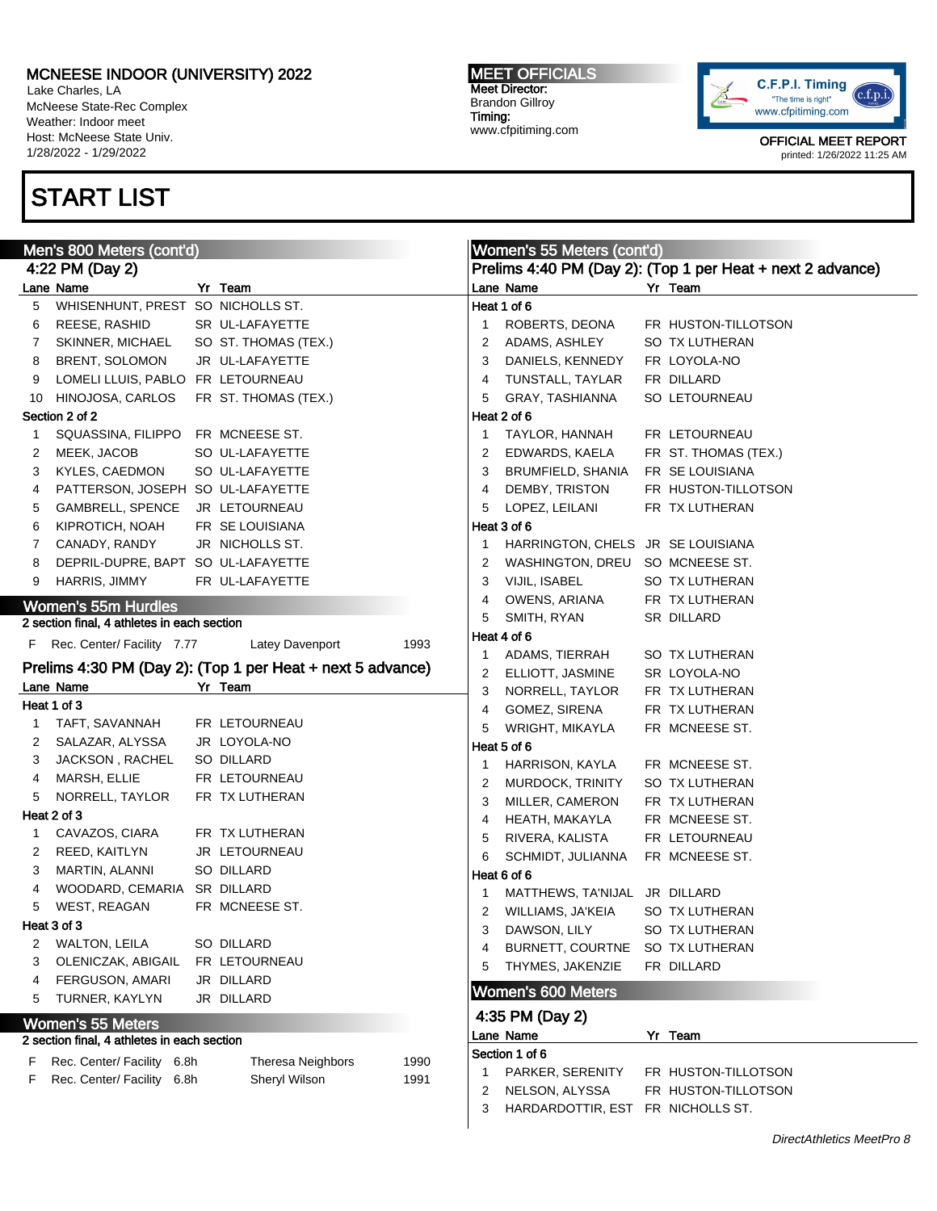# MCNEESE INDOOR (UNIVERSITY) 2022

Lake Charles, LA
McNeese State-Rec Complex
Weather: Indoor meet
Host: McNeese State Univ.
1/28/2022 - 1/29/2022

**MEET OFFICIALS**
Meet Director:
Brandon Gillroy
Timing:
www.cfpitiming.com

OFFICIAL MEET REPORT
printed: 1/26/2022 11:25 AM

# START LIST

## Men's 800 Meters (cont'd)

### 4:22 PM (Day 2)

| Lane | Name | Yr | Team |
|---|---|---|---|
| 5 | WHISENHUNT, PREST | SO | NICHOLLS ST. |
| 6 | REESE, RASHID | SR | UL-LAFAYETTE |
| 7 | SKINNER, MICHAEL | SO | ST. THOMAS (TEX.) |
| 8 | BRENT, SOLOMON | JR | UL-LAFAYETTE |
| 9 | LOMELI LLUIS, PABLO | FR | LETOURNEAU |
| 10 | HINOJOSA, CARLOS | FR | ST. THOMAS (TEX.) |

**Section 2 of 2**

| Lane | Name | Yr | Team |
|---|---|---|---|
| 1 | SQUASSINA, FILIPPO | FR | MCNEESE ST. |
| 2 | MEEK, JACOB | SO | UL-LAFAYETTE |
| 3 | KYLES, CAEDMON | SO | UL-LAFAYETTE |
| 4 | PATTERSON, JOSEPH | SO | UL-LAFAYETTE |
| 5 | GAMBRELL, SPENCE | JR | LETOURNEAU |
| 6 | KIPROTICH, NOAH | FR | SE LOUISIANA |
| 7 | CANADY, RANDY | JR | NICHOLLS ST. |
| 8 | DEPRIL-DUPRE, BAPT | SO | UL-LAFAYETTE |
| 9 | HARRIS, JIMMY | FR | UL-LAFAYETTE |

## Women's 55m Hurdles

2 section final, 4 athletes in each section

| | | | | |
|---|---|---|---|---|
| F | Rec. Center/ Facility | 7.77 | Latey Davenport | 1993 |

### Prelims 4:30 PM (Day 2): (Top 1 per Heat + next 5 advance)

**Heat 1 of 3**

| Lane | Name | Yr | Team |
|---|---|---|---|
| 1 | TAFT, SAVANNAH | FR | LETOURNEAU |
| 2 | SALAZAR, ALYSSA | JR | LOYOLA-NO |
| 3 | JACKSON , RACHEL | SO | DILLARD |
| 4 | MARSH, ELLIE | FR | LETOURNEAU |
| 5 | NORRELL, TAYLOR | FR | TX LUTHERAN |

**Heat 2 of 3**

| Lane | Name | Yr | Team |
|---|---|---|---|
| 1 | CAVAZOS, CIARA | FR | TX LUTHERAN |
| 2 | REED, KAITLYN | JR | LETOURNEAU |
| 3 | MARTIN, ALANNI | SO | DILLARD |
| 4 | WOODARD, CEMARIA | SR | DILLARD |
| 5 | WEST, REAGAN | FR | MCNEESE ST. |

**Heat 3 of 3**

| Lane | Name | Yr | Team |
|---|---|---|---|
| 2 | WALTON, LEILA | SO | DILLARD |
| 3 | OLENICZAK, ABIGAIL | FR | LETOURNEAU |
| 4 | FERGUSON, AMARI | JR | DILLARD |
| 5 | TURNER, KAYLYN | JR | DILLARD |

## Women's 55 Meters

2 section final, 4 athletes in each section

| | | | | |
|---|---|---|---|---|
| F | Rec. Center/ Facility | 6.8h | Theresa Neighbors | 1990 |
| F | Rec. Center/ Facility | 6.8h | Sheryl Wilson | 1991 |

## Women's 55 Meters (cont'd)

### Prelims 4:40 PM (Day 2): (Top 1 per Heat + next 2 advance)

**Heat 1 of 6**

| Lane | Name | Yr | Team |
|---|---|---|---|
| 1 | ROBERTS, DEONA | FR | HUSTON-TILLOTSON |
| 2 | ADAMS, ASHLEY | SO | TX LUTHERAN |
| 3 | DANIELS, KENNEDY | FR | LOYOLA-NO |
| 4 | TUNSTALL, TAYLAR | FR | DILLARD |
| 5 | GRAY, TASHIANNA | SO | LETOURNEAU |

**Heat 2 of 6**

| Lane | Name | Yr | Team |
|---|---|---|---|
| 1 | TAYLOR, HANNAH | FR | LETOURNEAU |
| 2 | EDWARDS, KAELA | FR | ST. THOMAS (TEX.) |
| 3 | BRUMFIELD, SHANIA | FR | SE LOUISIANA |
| 4 | DEMBY, TRISTON | FR | HUSTON-TILLOTSON |
| 5 | LOPEZ, LEILANI | FR | TX LUTHERAN |

**Heat 3 of 6**

| Lane | Name | Yr | Team |
|---|---|---|---|
| 1 | HARRINGTON, CHELS | JR | SE LOUISIANA |
| 2 | WASHINGTON, DREU | SO | MCNEESE ST. |
| 3 | VIJIL, ISABEL | SO | TX LUTHERAN |
| 4 | OWENS, ARIANA | FR | TX LUTHERAN |
| 5 | SMITH, RYAN | SR | DILLARD |

**Heat 4 of 6**

| Lane | Name | Yr | Team |
|---|---|---|---|
| 1 | ADAMS, TIERRAH | SO | TX LUTHERAN |
| 2 | ELLIOTT, JASMINE | SR | LOYOLA-NO |
| 3 | NORRELL, TAYLOR | FR | TX LUTHERAN |
| 4 | GOMEZ, SIRENA | FR | TX LUTHERAN |
| 5 | WRIGHT, MIKAYLA | FR | MCNEESE ST. |

**Heat 5 of 6**

| Lane | Name | Yr | Team |
|---|---|---|---|
| 1 | HARRISON, KAYLA | FR | MCNEESE ST. |
| 2 | MURDOCK, TRINITY | SO | TX LUTHERAN |
| 3 | MILLER, CAMERON | FR | TX LUTHERAN |
| 4 | HEATH, MAKAYLA | FR | MCNEESE ST. |
| 5 | RIVERA, KALISTA | FR | LETOURNEAU |
| 6 | SCHMIDT, JULIANNA | FR | MCNEESE ST. |

**Heat 6 of 6**

| Lane | Name | Yr | Team |
|---|---|---|---|
| 1 | MATTHEWS, TA'NIJAL | JR | DILLARD |
| 2 | WILLIAMS, JA'KEIA | SO | TX LUTHERAN |
| 3 | DAWSON, LILY | SO | TX LUTHERAN |
| 4 | BURNETT, COURTNE | SO | TX LUTHERAN |
| 5 | THYMES, JAKENZIE | FR | DILLARD |

## Women's 600 Meters

### 4:35 PM (Day 2)

**Section 1 of 6**

| Lane | Name | Yr | Team |
|---|---|---|---|
| 1 | PARKER, SERENITY | FR | HUSTON-TILLOTSON |
| 2 | NELSON, ALYSSA | FR | HUSTON-TILLOTSON |
| 3 | HARDARDOTTIR, EST | FR | NICHOLLS ST. |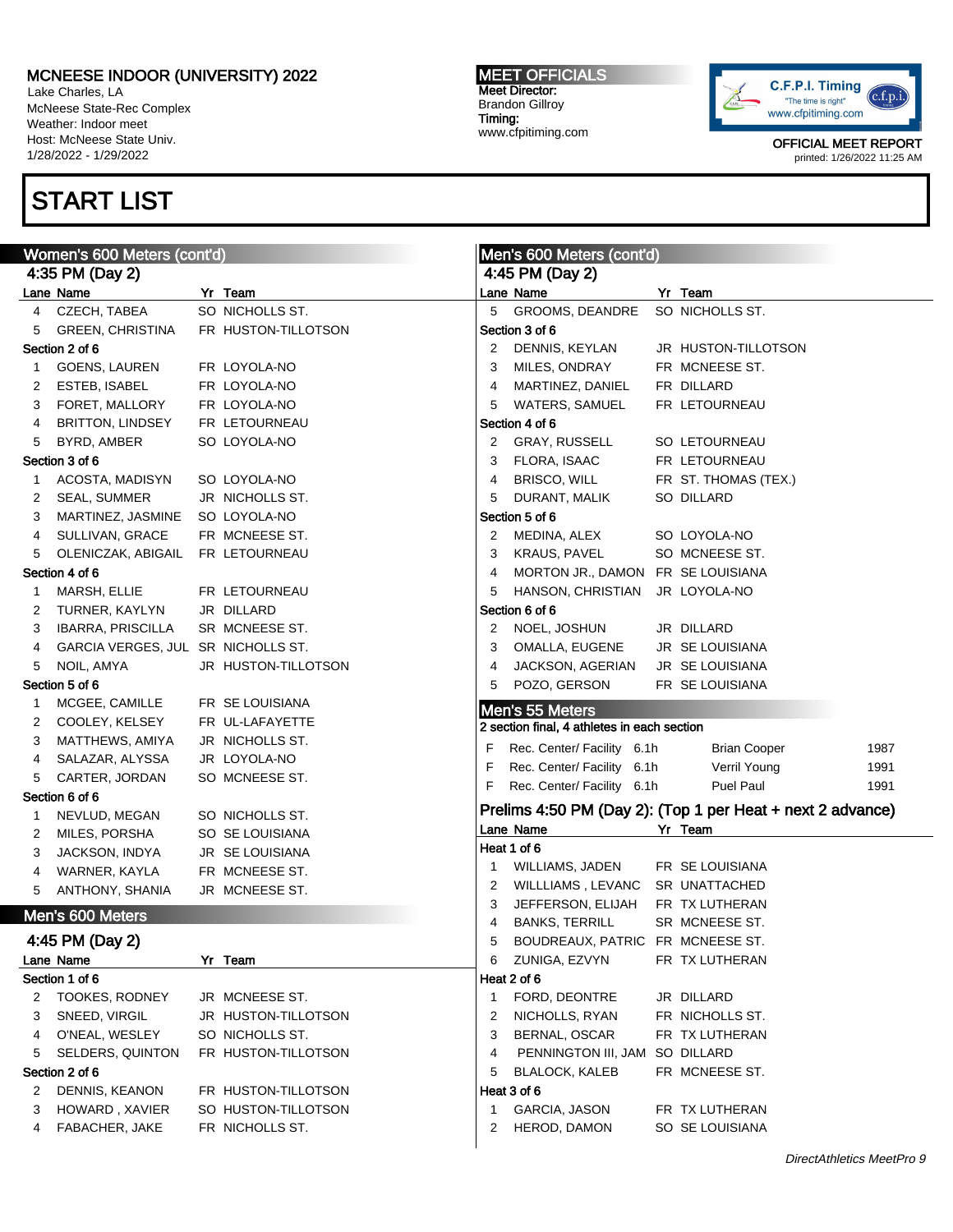# MCNEESE INDOOR (UNIVERSITY) 2022

Lake Charles, LA
McNeese State-Rec Complex
Weather: Indoor meet
Host: McNeese State Univ.
1/28/2022 - 1/29/2022

**MEET OFFICIALS**
Meet Director:
Brandon Gillroy
Timing:
www.cfpitiming.com

OFFICIAL MEET REPORT
printed: 1/26/2022 11:25 AM

# START LIST

## Women's 600 Meters (cont'd)

### 4:35 PM (Day 2)

| Lane | Name | Yr | Team |
|---|---|---|---|
| 4 | CZECH, TABEA | SO | NICHOLLS ST. |
| 5 | GREEN, CHRISTINA | FR | HUSTON-TILLOTSON |
| **Section 2 of 6** | | | |
| 1 | GOENS, LAUREN | FR | LOYOLA-NO |
| 2 | ESTEB, ISABEL | FR | LOYOLA-NO |
| 3 | FORET, MALLORY | FR | LOYOLA-NO |
| 4 | BRITTON, LINDSEY | FR | LETOURNEAU |
| 5 | BYRD, AMBER | SO | LOYOLA-NO |
| **Section 3 of 6** | | | |
| 1 | ACOSTA, MADISYN | SO | LOYOLA-NO |
| 2 | SEAL, SUMMER | JR | NICHOLLS ST. |
| 3 | MARTINEZ, JASMINE | SO | LOYOLA-NO |
| 4 | SULLIVAN, GRACE | FR | MCNEESE ST. |
| 5 | OLENICZAK, ABIGAIL | FR | LETOURNEAU |
| **Section 4 of 6** | | | |
| 1 | MARSH, ELLIE | FR | LETOURNEAU |
| 2 | TURNER, KAYLYN | JR | DILLARD |
| 3 | IBARRA, PRISCILLA | SR | MCNEESE ST. |
| 4 | GARCIA VERGES, JUL | SR | NICHOLLS ST. |
| 5 | NOIL, AMYA | JR | HUSTON-TILLOTSON |
| **Section 5 of 6** | | | |
| 1 | MCGEE, CAMILLE | FR | SE LOUISIANA |
| 2 | COOLEY, KELSEY | FR | UL-LAFAYETTE |
| 3 | MATTHEWS, AMIYA | JR | NICHOLLS ST. |
| 4 | SALAZAR, ALYSSA | JR | LOYOLA-NO |
| 5 | CARTER, JORDAN | SO | MCNEESE ST. |
| **Section 6 of 6** | | | |
| 1 | NEVLUD, MEGAN | SO | NICHOLLS ST. |
| 2 | MILES, PORSHA | SO | SE LOUISIANA |
| 3 | JACKSON, INDYA | JR | SE LOUISIANA |
| 4 | WARNER, KAYLA | FR | MCNEESE ST. |
| 5 | ANTHONY, SHANIA | JR | MCNEESE ST. |

## Men's 600 Meters

### 4:45 PM (Day 2)

| Lane | Name | Yr | Team |
|---|---|---|---|
| **Section 1 of 6** | | | |
| 2 | TOOKES, RODNEY | JR | MCNEESE ST. |
| 3 | SNEED, VIRGIL | JR | HUSTON-TILLOTSON |
| 4 | O'NEAL, WESLEY | SO | NICHOLLS ST. |
| 5 | SELDERS, QUINTON | FR | HUSTON-TILLOTSON |
| **Section 2 of 6** | | | |
| 2 | DENNIS, KEANON | FR | HUSTON-TILLOTSON |
| 3 | HOWARD , XAVIER | SO | HUSTON-TILLOTSON |
| 4 | FABACHER, JAKE | FR | NICHOLLS ST. |

## Men's 600 Meters (cont'd)

### 4:45 PM (Day 2)

| Lane | Name | Yr | Team |
|---|---|---|---|
| 5 | GROOMS, DEANDRE | SO | NICHOLLS ST. |
| **Section 3 of 6** | | | |
| 2 | DENNIS, KEYLAN | JR | HUSTON-TILLOTSON |
| 3 | MILES, ONDRAY | FR | MCNEESE ST. |
| 4 | MARTINEZ, DANIEL | FR | DILLARD |
| 5 | WATERS, SAMUEL | FR | LETOURNEAU |
| **Section 4 of 6** | | | |
| 2 | GRAY, RUSSELL | SO | LETOURNEAU |
| 3 | FLORA, ISAAC | FR | LETOURNEAU |
| 4 | BRISCO, WILL | FR | ST. THOMAS (TEX.) |
| 5 | DURANT, MALIK | SO | DILLARD |
| **Section 5 of 6** | | | |
| 2 | MEDINA, ALEX | SO | LOYOLA-NO |
| 3 | KRAUS, PAVEL | SO | MCNEESE ST. |
| 4 | MORTON JR., DAMON | FR | SE LOUISIANA |
| 5 | HANSON, CHRISTIAN | JR | LOYOLA-NO |
| **Section 6 of 6** | | | |
| 2 | NOEL, JOSHUN | JR | DILLARD |
| 3 | OMALLA, EUGENE | JR | SE LOUISIANA |
| 4 | JACKSON, AGERIAN | JR | SE LOUISIANA |
| 5 | POZO, GERSON | FR | SE LOUISIANA |

## Men's 55 Meters

2 section final, 4 athletes in each section

| | | | | |
|---|---|---|---|---|
| F | Rec. Center/ Facility | 6.1h | Brian Cooper | 1987 |
| F | Rec. Center/ Facility | 6.1h | Verril Young | 1991 |
| F | Rec. Center/ Facility | 6.1h | Puel Paul | 1991 |

### Prelims 4:50 PM (Day 2): (Top 1 per Heat + next 2 advance)

| Lane | Name | Yr | Team |
|---|---|---|---|
| **Heat 1 of 6** | | | |
| 1 | WILLIAMS, JADEN | FR | SE LOUISIANA |
| 2 | WILLLIAMS , LEVANC | SR | UNATTACHED |
| 3 | JEFFERSON, ELIJAH | FR | TX LUTHERAN |
| 4 | BANKS, TERRILL | SR | MCNEESE ST. |
| 5 | BOUDREAUX, PATRIC | FR | MCNEESE ST. |
| 6 | ZUNIGA, EZVYN | FR | TX LUTHERAN |
| **Heat 2 of 6** | | | |
| 1 | FORD, DEONTRE | JR | DILLARD |
| 2 | NICHOLLS, RYAN | FR | NICHOLLS ST. |
| 3 | BERNAL, OSCAR | FR | TX LUTHERAN |
| 4 | PENNINGTON III, JAM | SO | DILLARD |
| 5 | BLALOCK, KALEB | FR | MCNEESE ST. |
| **Heat 3 of 6** | | | |
| 1 | GARCIA, JASON | FR | TX LUTHERAN |
| 2 | HEROD, DAMON | SO | SE LOUISIANA |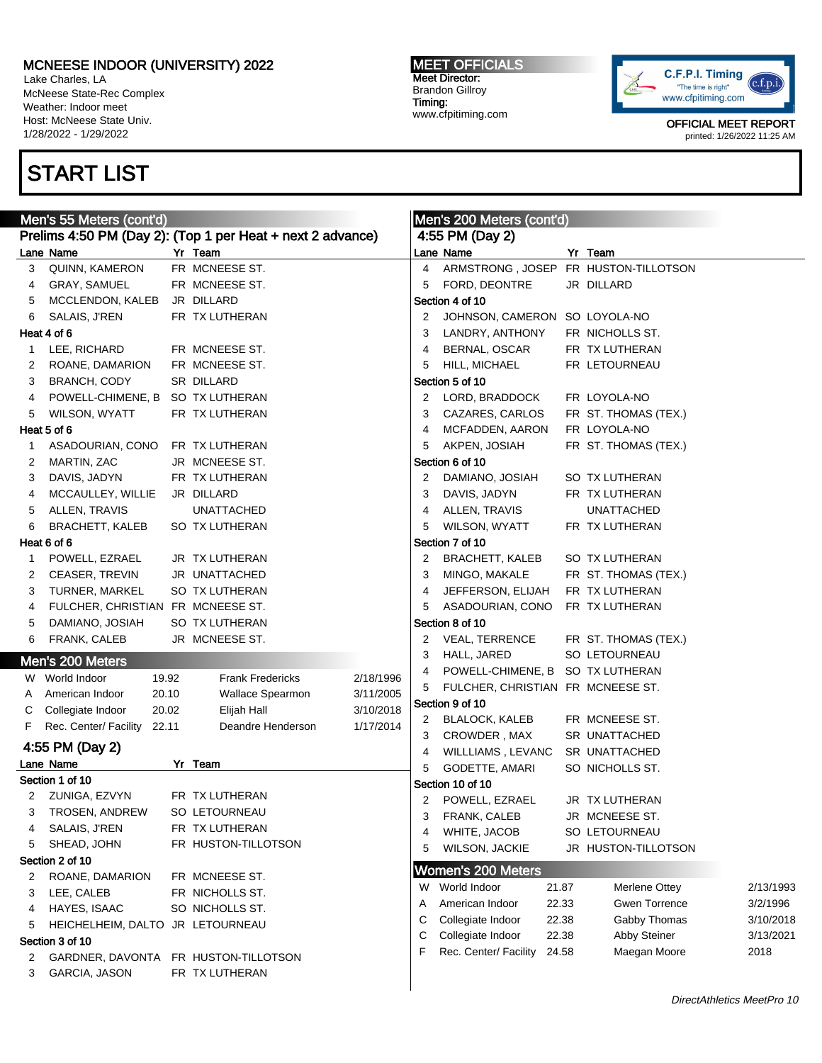## Men's 55 Meters (cont'd)

### Prelims 4:50 PM (Day 2): (Top 1 per Heat + next 2 advance)

| Lane | Name | Yr | Team |
|---|---|---|---|
| 3 | QUINN, KAMERON | FR | MCNEESE ST. |
| 4 | GRAY, SAMUEL | FR | MCNEESE ST. |
| 5 | MCCLENDON, KALEB | JR | DILLARD |
| 6 | SALAIS, J'REN | FR | TX LUTHERAN |

**Heat 4 of 6**

| Lane | Name | Yr | Team |
|---|---|---|---|
| 1 | LEE, RICHARD | FR | MCNEESE ST. |
| 2 | ROANE, DAMARION | FR | MCNEESE ST. |
| 3 | BRANCH, CODY | SR | DILLARD |
| 4 | POWELL-CHIMENE, B | SO | TX LUTHERAN |
| 5 | WILSON, WYATT | FR | TX LUTHERAN |

**Heat 5 of 6**

| Lane | Name | Yr | Team |
|---|---|---|---|
| 1 | ASADOURIAN, CONO | FR | TX LUTHERAN |
| 2 | MARTIN, ZAC | JR | MCNEESE ST. |
| 3 | DAVIS, JADYN | FR | TX LUTHERAN |
| 4 | MCCAULEY, WILLIE | JR | DILLARD |
| 5 | ALLEN, TRAVIS | | UNATTACHED |
| 6 | BRACHETT, KALEB | SO | TX LUTHERAN |

**Heat 6 of 6**

| Lane | Name | Yr | Team |
|---|---|---|---|
| 1 | POWELL, EZRAEL | JR | TX LUTHERAN |
| 2 | CEASER, TREVIN | JR | UNATTACHED |
| 3 | TURNER, MARKEL | SO | TX LUTHERAN |
| 4 | FULCHER, CHRISTIAN | FR | MCNEESE ST. |
| 5 | DAMIANO, JOSIAH | SO | TX LUTHERAN |
| 6 | FRANK, CALEB | JR | MCNEESE ST. |

## Men's 200 Meters

| | Record | Mark | Name | Date |
|---|---|---|---|---|
| W | World Indoor | 19.92 | Frank Fredericks | 2/18/1996 |
| A | American Indoor | 20.10 | Wallace Spearmon | 3/11/2005 |
| C | Collegiate Indoor | 20.02 | Elijah Hall | 3/10/2018 |
| F | Rec. Center/ Facility | 22.11 | Deandre Henderson | 1/17/2014 |

### 4:55 PM (Day 2)

**Section 1 of 10**

| Lane | Name | Yr | Team |
|---|---|---|---|
| 2 | ZUNIGA, EZVYN | FR | TX LUTHERAN |
| 3 | TROSEN, ANDREW | SO | LETOURNEAU |
| 4 | SALAIS, J'REN | FR | TX LUTHERAN |
| 5 | SHEAD, JOHN | FR | HUSTON-TILLOTSON |

**Section 2 of 10**

| Lane | Name | Yr | Team |
|---|---|---|---|
| 2 | ROANE, DAMARION | FR | MCNEESE ST. |
| 3 | LEE, CALEB | FR | NICHOLLS ST. |
| 4 | HAYES, ISAAC | SO | NICHOLLS ST. |
| 5 | HEICHELHEIM, DALTO | JR | LETOURNEAU |

**Section 3 of 10**

| Lane | Name | Yr | Team |
|---|---|---|---|
| 2 | GARDNER, DAVONTA | FR | HUSTON-TILLOTSON |
| 3 | GARCIA, JASON | FR | TX LUTHERAN |

## Men's 200 Meters (cont'd)

### 4:55 PM (Day 2)

| Lane | Name | Yr | Team |
|---|---|---|---|
| 4 | ARMSTRONG , JOSEP | FR | HUSTON-TILLOTSON |
| 5 | FORD, DEONTRE | JR | DILLARD |

**Section 4 of 10**

| Lane | Name | Yr | Team |
|---|---|---|---|
| 2 | JOHNSON, CAMERON | SO | LOYOLA-NO |
| 3 | LANDRY, ANTHONY | FR | NICHOLLS ST. |
| 4 | BERNAL, OSCAR | FR | TX LUTHERAN |
| 5 | HILL, MICHAEL | FR | LETOURNEAU |

**Section 5 of 10**

| Lane | Name | Yr | Team |
|---|---|---|---|
| 2 | LORD, BRADDOCK | FR | LOYOLA-NO |
| 3 | CAZARES, CARLOS | FR | ST. THOMAS (TEX.) |
| 4 | MCFADDEN, AARON | FR | LOYOLA-NO |
| 5 | AKPEN, JOSIAH | FR | ST. THOMAS (TEX.) |

**Section 6 of 10**

| Lane | Name | Yr | Team |
|---|---|---|---|
| 2 | DAMIANO, JOSIAH | SO | TX LUTHERAN |
| 3 | DAVIS, JADYN | FR | TX LUTHERAN |
| 4 | ALLEN, TRAVIS | | UNATTACHED |
| 5 | WILSON, WYATT | FR | TX LUTHERAN |

**Section 7 of 10**

| Lane | Name | Yr | Team |
|---|---|---|---|
| 2 | BRACHETT, KALEB | SO | TX LUTHERAN |
| 3 | MINGO, MAKALE | FR | ST. THOMAS (TEX.) |
| 4 | JEFFERSON, ELIJAH | FR | TX LUTHERAN |
| 5 | ASADOURIAN, CONO | FR | TX LUTHERAN |

**Section 8 of 10**

| Lane | Name | Yr | Team |
|---|---|---|---|
| 2 | VEAL, TERRENCE | FR | ST. THOMAS (TEX.) |
| 3 | HALL, JARED | SO | LETOURNEAU |
| 4 | POWELL-CHIMENE, B | SO | TX LUTHERAN |
| 5 | FULCHER, CHRISTIAN | FR | MCNEESE ST. |

**Section 9 of 10**

| Lane | Name | Yr | Team |
|---|---|---|---|
| 2 | BLALOCK, KALEB | FR | MCNEESE ST. |
| 3 | CROWDER , MAX | SR | UNATTACHED |
| 4 | WILLLIAMS , LEVANC | SR | UNATTACHED |
| 5 | GODETTE, AMARI | SO | NICHOLLS ST. |

**Section 10 of 10**

| Lane | Name | Yr | Team |
|---|---|---|---|
| 2 | POWELL, EZRAEL | JR | TX LUTHERAN |
| 3 | FRANK, CALEB | JR | MCNEESE ST. |
| 4 | WHITE, JACOB | SO | LETOURNEAU |
| 5 | WILSON, JACKIE | JR | HUSTON-TILLOTSON |

## Women's 200 Meters

| | Record | Mark | Name | Date |
|---|---|---|---|---|
| W | World Indoor | 21.87 | Merlene Ottey | 2/13/1993 |
| A | American Indoor | 22.33 | Gwen Torrence | 3/2/1996 |
| C | Collegiate Indoor | 22.38 | Gabby Thomas | 3/10/2018 |
| C | Collegiate Indoor | 22.38 | Abby Steiner | 3/13/2021 |
| F | Rec. Center/ Facility | 24.58 | Maegan Moore | 2018 |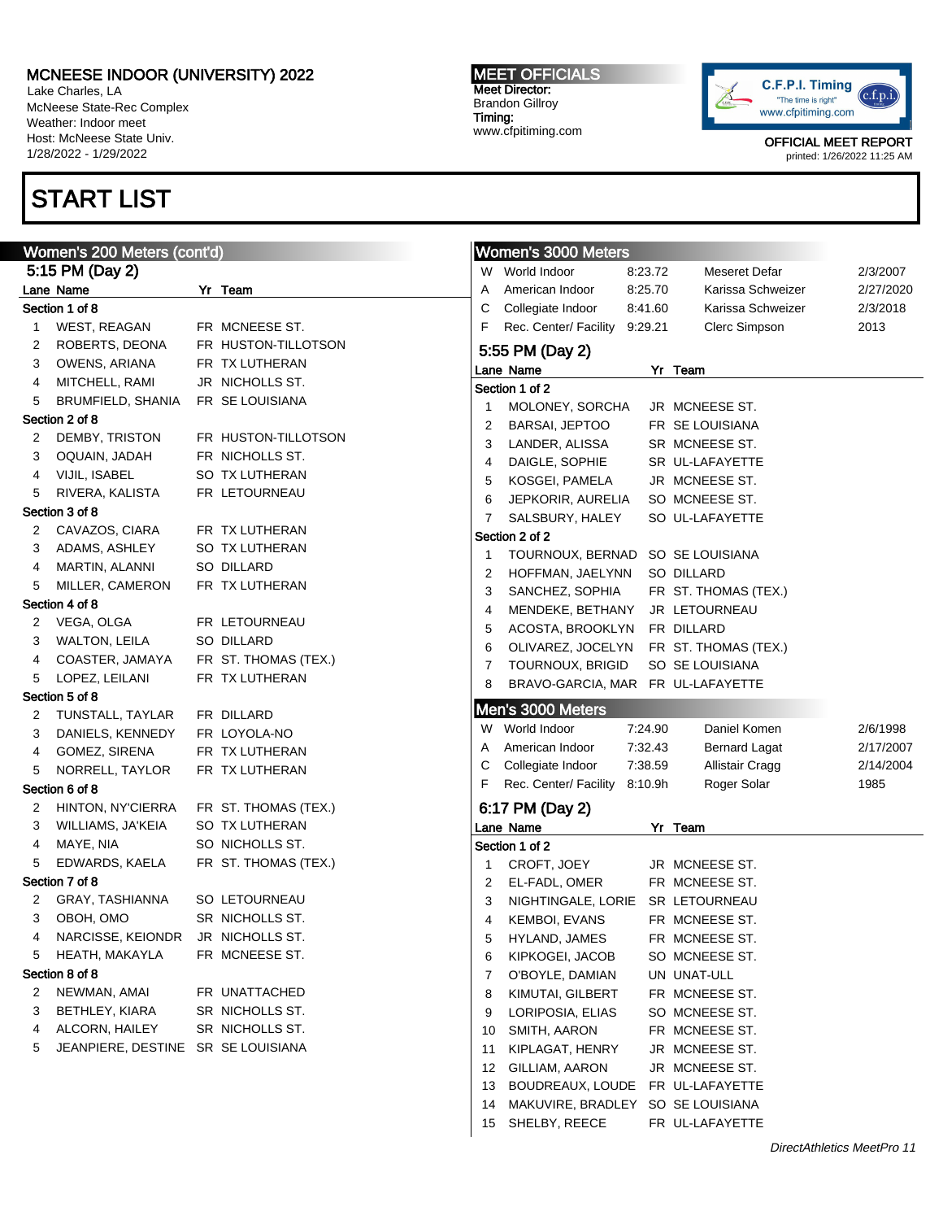MCNEESE INDOOR (UNIVERSITY) 2022
Lake Charles, LA
McNeese State-Rec Complex
Weather: Indoor meet
Host: McNeese State Univ.
1/28/2022 - 1/29/2022

MEET OFFICIALS
Meet Director:
Brandon Gillroy
Timing:
www.cfpitiming.com

OFFICIAL MEET REPORT
printed: 1/26/2022 11:25 AM

# START LIST

## Women's 200 Meters (cont'd)

### 5:15 PM (Day 2)

| Lane | Name | Yr | Team |
|---|---|---|---|
| **Section 1 of 8** | | | |
| 1 | WEST, REAGAN | FR | MCNEESE ST. |
| 2 | ROBERTS, DEONA | FR | HUSTON-TILLOTSON |
| 3 | OWENS, ARIANA | FR | TX LUTHERAN |
| 4 | MITCHELL, RAMI | JR | NICHOLLS ST. |
| 5 | BRUMFIELD, SHANIA | FR | SE LOUISIANA |
| **Section 2 of 8** | | | |
| 2 | DEMBY, TRISTON | FR | HUSTON-TILLOTSON |
| 3 | OQUAIN, JADAH | FR | NICHOLLS ST. |
| 4 | VIJIL, ISABEL | SO | TX LUTHERAN |
| 5 | RIVERA, KALISTA | FR | LETOURNEAU |
| **Section 3 of 8** | | | |
| 2 | CAVAZOS, CIARA | FR | TX LUTHERAN |
| 3 | ADAMS, ASHLEY | SO | TX LUTHERAN |
| 4 | MARTIN, ALANNI | SO | DILLARD |
| 5 | MILLER, CAMERON | FR | TX LUTHERAN |
| **Section 4 of 8** | | | |
| 2 | VEGA, OLGA | FR | LETOURNEAU |
| 3 | WALTON, LEILA | SO | DILLARD |
| 4 | COASTER, JAMAYA | FR | ST. THOMAS (TEX.) |
| 5 | LOPEZ, LEILANI | FR | TX LUTHERAN |
| **Section 5 of 8** | | | |
| 2 | TUNSTALL, TAYLAR | FR | DILLARD |
| 3 | DANIELS, KENNEDY | FR | LOYOLA-NO |
| 4 | GOMEZ, SIRENA | FR | TX LUTHERAN |
| 5 | NORRELL, TAYLOR | FR | TX LUTHERAN |
| **Section 6 of 8** | | | |
| 2 | HINTON, NY'CIERRA | FR | ST. THOMAS (TEX.) |
| 3 | WILLIAMS, JA'KEIA | SO | TX LUTHERAN |
| 4 | MAYE, NIA | SO | NICHOLLS ST. |
| 5 | EDWARDS, KAELA | FR | ST. THOMAS (TEX.) |
| **Section 7 of 8** | | | |
| 2 | GRAY, TASHIANNA | SO | LETOURNEAU |
| 3 | OBOH, OMO | SR | NICHOLLS ST. |
| 4 | NARCISSE, KEIONDR | JR | NICHOLLS ST. |
| 5 | HEATH, MAKAYLA | FR | MCNEESE ST. |
| **Section 8 of 8** | | | |
| 2 | NEWMAN, AMAI | FR | UNATTACHED |
| 3 | BETHLEY, KIARA | SR | NICHOLLS ST. |
| 4 | ALCORN, HAILEY | SR | NICHOLLS ST. |
| 5 | JEANPIERE, DESTINE | SR | SE LOUISIANA |

## Women's 3000 Meters

| | Record | Mark | Name | Date |
|---|---|---|---|---|
| W | World Indoor | 8:23.72 | Meseret Defar | 2/3/2007 |
| A | American Indoor | 8:25.70 | Karissa Schweizer | 2/27/2020 |
| C | Collegiate Indoor | 8:41.60 | Karissa Schweizer | 2/3/2018 |
| F | Rec. Center/ Facility | 9:29.21 | Clerc Simpson | 2013 |

### 5:55 PM (Day 2)

| Lane | Name | Yr | Team |
|---|---|---|---|
| **Section 1 of 2** | | | |
| 1 | MOLONEY, SORCHA | JR | MCNEESE ST. |
| 2 | BARSAI, JEPTOO | FR | SE LOUISIANA |
| 3 | LANDER, ALISSA | SR | MCNEESE ST. |
| 4 | DAIGLE, SOPHIE | SR | UL-LAFAYETTE |
| 5 | KOSGEI, PAMELA | JR | MCNEESE ST. |
| 6 | JEPKORIR, AURELIA | SO | MCNEESE ST. |
| 7 | SALSBURY, HALEY | SO | UL-LAFAYETTE |
| **Section 2 of 2** | | | |
| 1 | TOURNOUX, BERNAD | SO | SE LOUISIANA |
| 2 | HOFFMAN, JAELYNN | SO | DILLARD |
| 3 | SANCHEZ, SOPHIA | FR | ST. THOMAS (TEX.) |
| 4 | MENDEKE, BETHANY | JR | LETOURNEAU |
| 5 | ACOSTA, BROOKLYN | FR | DILLARD |
| 6 | OLIVAREZ, JOCELYN | FR | ST. THOMAS (TEX.) |
| 7 | TOURNOUX, BRIGID | SO | SE LOUISIANA |
| 8 | BRAVO-GARCIA, MAR | FR | UL-LAFAYETTE |

## Men's 3000 Meters

| | Record | Mark | Name | Date |
|---|---|---|---|---|
| W | World Indoor | 7:24.90 | Daniel Komen | 2/6/1998 |
| A | American Indoor | 7:32.43 | Bernard Lagat | 2/17/2007 |
| C | Collegiate Indoor | 7:38.59 | Allistair Cragg | 2/14/2004 |
| F | Rec. Center/ Facility | 8:10.9h | Roger Solar | 1985 |

### 6:17 PM (Day 2)

| Lane | Name | Yr | Team |
|---|---|---|---|
| **Section 1 of 2** | | | |
| 1 | CROFT, JOEY | JR | MCNEESE ST. |
| 2 | EL-FADL, OMER | FR | MCNEESE ST. |
| 3 | NIGHTINGALE, LORIE | SR | LETOURNEAU |
| 4 | KEMBOI, EVANS | FR | MCNEESE ST. |
| 5 | HYLAND, JAMES | FR | MCNEESE ST. |
| 6 | KIPKOGEI, JACOB | SO | MCNEESE ST. |
| 7 | O'BOYLE, DAMIAN | UN | UNAT-ULL |
| 8 | KIMUTAI, GILBERT | FR | MCNEESE ST. |
| 9 | LORIPOSIA, ELIAS | SO | MCNEESE ST. |
| 10 | SMITH, AARON | FR | MCNEESE ST. |
| 11 | KIPLAGAT, HENRY | JR | MCNEESE ST. |
| 12 | GILLIAM, AARON | JR | MCNEESE ST. |
| 13 | BOUDREAUX, LOUDE | FR | UL-LAFAYETTE |
| 14 | MAKUVIRE, BRADLEY | SO | SE LOUISIANA |
| 15 | SHELBY, REECE | FR | UL-LAFAYETTE |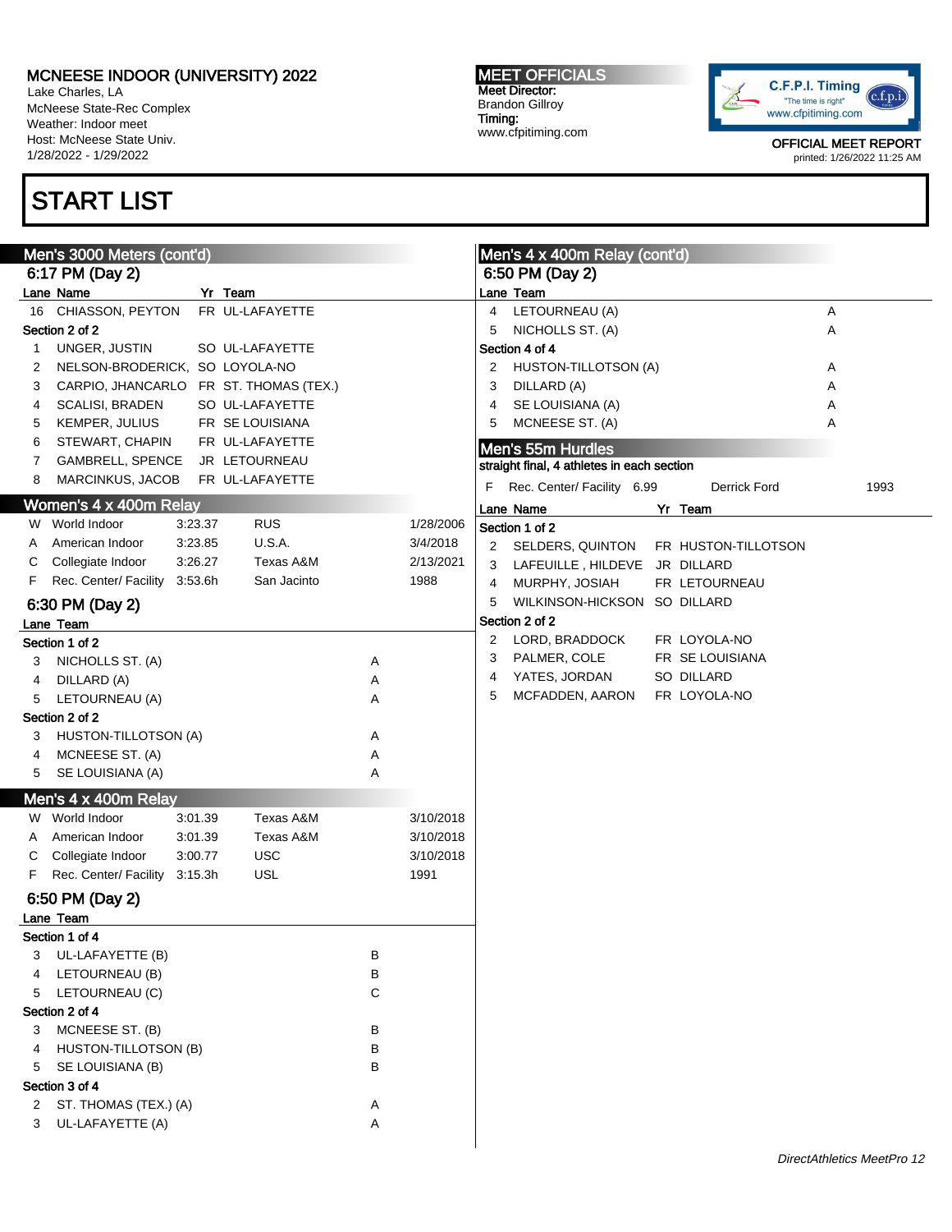# MCNEESE INDOOR (UNIVERSITY) 2022

Lake Charles, LA
McNeese State-Rec Complex
Weather: Indoor meet
Host: McNeese State Univ.
1/28/2022 - 1/29/2022

**MEET OFFICIALS**
Meet Director:
Brandon Gillroy
Timing:
www.cfpitiming.com

OFFICIAL MEET REPORT
printed: 1/26/2022 11:25 AM

# START LIST

## Men's 3000 Meters (cont'd)

### 6:17 PM (Day 2)

| Lane | Name | Yr | Team |
|---|---|---|---|
| 16 | CHIASSON, PEYTON | FR | UL-LAFAYETTE |

**Section 2 of 2**

| Lane | Name | Yr | Team |
|---|---|---|---|
| 1 | UNGER, JUSTIN | SO | UL-LAFAYETTE |
| 2 | NELSON-BRODERICK, | SO | LOYOLA-NO |
| 3 | CARPIO, JHANCARLO | FR | ST. THOMAS (TEX.) |
| 4 | SCALISI, BRADEN | SO | UL-LAFAYETTE |
| 5 | KEMPER, JULIUS | FR | SE LOUISIANA |
| 6 | STEWART, CHAPIN | FR | UL-LAFAYETTE |
| 7 | GAMBRELL, SPENCE | JR | LETOURNEAU |
| 8 | MARCINKUS, JACOB | FR | UL-LAFAYETTE |

## Women's 4 x 400m Relay

| | | | | |
|---|---|---|---|---|
| W | World Indoor | 3:23.37 | RUS | 1/28/2006 |
| A | American Indoor | 3:23.85 | U.S.A. | 3/4/2018 |
| C | Collegiate Indoor | 3:26.27 | Texas A&M | 2/13/2021 |
| F | Rec. Center/ Facility | 3:53.6h | San Jacinto | 1988 |

### 6:30 PM (Day 2)

**Section 1 of 2**

| Lane | Team | |
|---|---|---|
| 3 | NICHOLLS ST. (A) | A |
| 4 | DILLARD (A) | A |
| 5 | LETOURNEAU (A) | A |

**Section 2 of 2**

| Lane | Team | |
|---|---|---|
| 3 | HUSTON-TILLOTSON (A) | A |
| 4 | MCNEESE ST. (A) | A |
| 5 | SE LOUISIANA (A) | A |

## Men's 4 x 400m Relay

| | | | | |
|---|---|---|---|---|
| W | World Indoor | 3:01.39 | Texas A&M | 3/10/2018 |
| A | American Indoor | 3:01.39 | Texas A&M | 3/10/2018 |
| C | Collegiate Indoor | 3:00.77 | USC | 3/10/2018 |
| F | Rec. Center/ Facility | 3:15.3h | USL | 1991 |

### 6:50 PM (Day 2)

**Section 1 of 4**

| Lane | Team | |
|---|---|---|
| 3 | UL-LAFAYETTE (B) | B |
| 4 | LETOURNEAU (B) | B |
| 5 | LETOURNEAU (C) | C |

**Section 2 of 4**

| Lane | Team | |
|---|---|---|
| 3 | MCNEESE ST. (B) | B |
| 4 | HUSTON-TILLOTSON (B) | B |
| 5 | SE LOUISIANA (B) | B |

**Section 3 of 4**

| Lane | Team | |
|---|---|---|
| 2 | ST. THOMAS (TEX.) (A) | A |
| 3 | UL-LAFAYETTE (A) | A |

## Men's 4 x 400m Relay (cont'd)

### 6:50 PM (Day 2)

| Lane | Team | |
|---|---|---|
| 4 | LETOURNEAU (A) | A |
| 5 | NICHOLLS ST. (A) | A |

**Section 4 of 4**

| Lane | Team | |
|---|---|---|
| 2 | HUSTON-TILLOTSON (A) | A |
| 3 | DILLARD (A) | A |
| 4 | SE LOUISIANA (A) | A |
| 5 | MCNEESE ST. (A) | A |

## Men's 55m Hurdles

straight final, 4 athletes in each section

| | | | | |
|---|---|---|---|---|
| F | Rec. Center/ Facility | 6.99 | Derrick Ford | 1993 |

**Section 1 of 2**

| Lane | Name | Yr | Team |
|---|---|---|---|
| 2 | SELDERS, QUINTON | FR | HUSTON-TILLOTSON |
| 3 | LAFEUILLE , HILDEVE | JR | DILLARD |
| 4 | MURPHY, JOSIAH | FR | LETOURNEAU |
| 5 | WILKINSON-HICKSON | SO | DILLARD |

**Section 2 of 2**

| Lane | Name | Yr | Team |
|---|---|---|---|
| 2 | LORD, BRADDOCK | FR | LOYOLA-NO |
| 3 | PALMER, COLE | FR | SE LOUISIANA |
| 4 | YATES, JORDAN | SO | DILLARD |
| 5 | MCFADDEN, AARON | FR | LOYOLA-NO |

*DirectAthletics MeetPro 12*